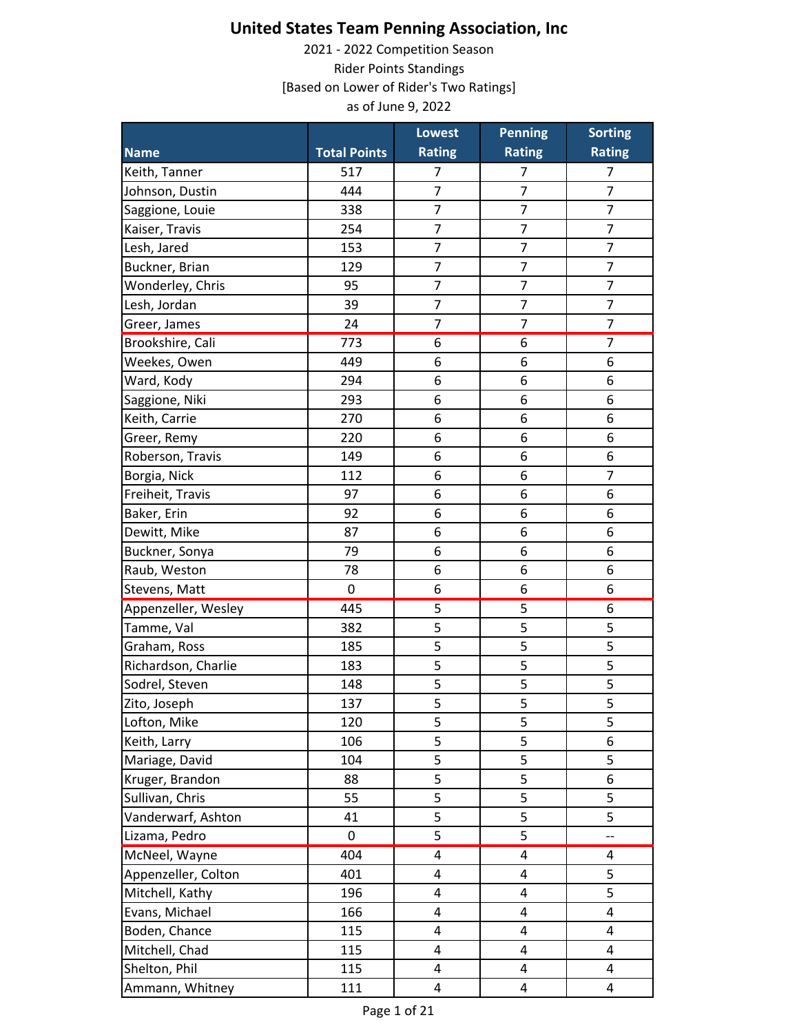# United States Team Penning Association, Inc

2021 - 2022 Competition Season

Rider Points Standings

[Based on Lower of Rider's Two Ratings]

as of June 9, 2022

| Name | Total Points | Lowest Rating | Penning Rating | Sorting Rating |
|---|---|---|---|---|
| Keith, Tanner | 517 | 7 | 7 | 7 |
| Johnson, Dustin | 444 | 7 | 7 | 7 |
| Saggione, Louie | 338 | 7 | 7 | 7 |
| Kaiser, Travis | 254 | 7 | 7 | 7 |
| Lesh, Jared | 153 | 7 | 7 | 7 |
| Buckner, Brian | 129 | 7 | 7 | 7 |
| Wonderley, Chris | 95 | 7 | 7 | 7 |
| Lesh, Jordan | 39 | 7 | 7 | 7 |
| Greer, James | 24 | 7 | 7 | 7 |
| Brookshire, Cali | 773 | 6 | 6 | 7 |
| Weekes, Owen | 449 | 6 | 6 | 6 |
| Ward, Kody | 294 | 6 | 6 | 6 |
| Saggione, Niki | 293 | 6 | 6 | 6 |
| Keith, Carrie | 270 | 6 | 6 | 6 |
| Greer, Remy | 220 | 6 | 6 | 6 |
| Roberson, Travis | 149 | 6 | 6 | 6 |
| Borgia, Nick | 112 | 6 | 6 | 7 |
| Freiheit, Travis | 97 | 6 | 6 | 6 |
| Baker, Erin | 92 | 6 | 6 | 6 |
| Dewitt, Mike | 87 | 6 | 6 | 6 |
| Buckner, Sonya | 79 | 6 | 6 | 6 |
| Raub, Weston | 78 | 6 | 6 | 6 |
| Stevens, Matt | 0 | 6 | 6 | 6 |
| Appenzeller, Wesley | 445 | 5 | 5 | 6 |
| Tamme, Val | 382 | 5 | 5 | 5 |
| Graham, Ross | 185 | 5 | 5 | 5 |
| Richardson, Charlie | 183 | 5 | 5 | 5 |
| Sodrel, Steven | 148 | 5 | 5 | 5 |
| Zito, Joseph | 137 | 5 | 5 | 5 |
| Lofton, Mike | 120 | 5 | 5 | 5 |
| Keith, Larry | 106 | 5 | 5 | 6 |
| Mariage, David | 104 | 5 | 5 | 5 |
| Kruger, Brandon | 88 | 5 | 5 | 6 |
| Sullivan, Chris | 55 | 5 | 5 | 5 |
| Vanderwarf, Ashton | 41 | 5 | 5 | 5 |
| Lizama, Pedro | 0 | 5 | 5 | -- |
| McNeel, Wayne | 404 | 4 | 4 | 4 |
| Appenzeller, Colton | 401 | 4 | 4 | 5 |
| Mitchell, Kathy | 196 | 4 | 4 | 5 |
| Evans, Michael | 166 | 4 | 4 | 4 |
| Boden, Chance | 115 | 4 | 4 | 4 |
| Mitchell, Chad | 115 | 4 | 4 | 4 |
| Shelton, Phil | 115 | 4 | 4 | 4 |
| Ammann, Whitney | 111 | 4 | 4 | 4 |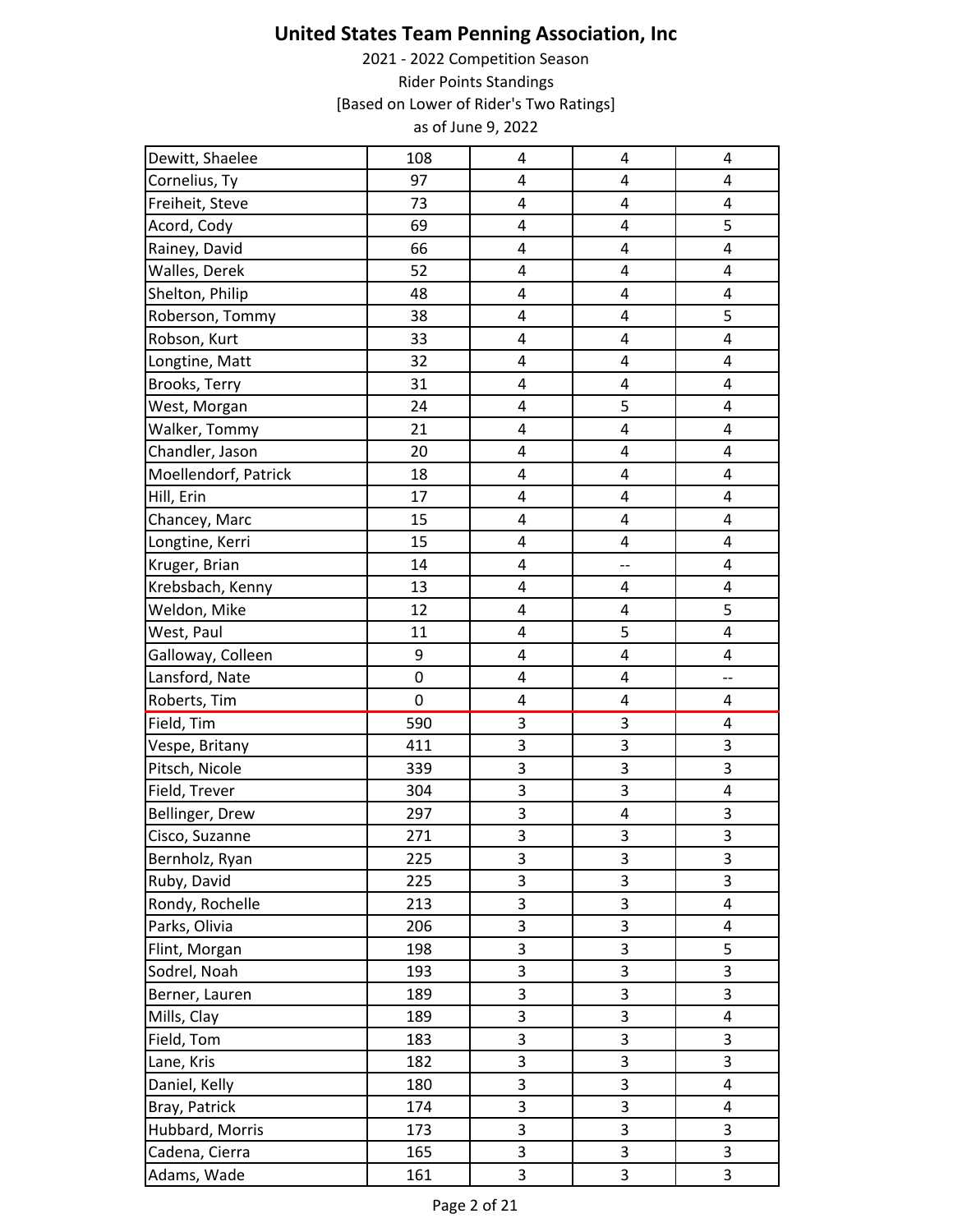# United States Team Penning Association, Inc

2021 - 2022 Competition Season

Rider Points Standings

[Based on Lower of Rider's Two Ratings]

as of June 9, 2022

| | | | | |
|---|---|---|---|---|
| Dewitt, Shaelee | 108 | 4 | 4 | 4 |
| Cornelius, Ty | 97 | 4 | 4 | 4 |
| Freiheit, Steve | 73 | 4 | 4 | 4 |
| Acord, Cody | 69 | 4 | 4 | 5 |
| Rainey, David | 66 | 4 | 4 | 4 |
| Walles, Derek | 52 | 4 | 4 | 4 |
| Shelton, Philip | 48 | 4 | 4 | 4 |
| Roberson, Tommy | 38 | 4 | 4 | 5 |
| Robson, Kurt | 33 | 4 | 4 | 4 |
| Longtine, Matt | 32 | 4 | 4 | 4 |
| Brooks, Terry | 31 | 4 | 4 | 4 |
| West, Morgan | 24 | 4 | 5 | 4 |
| Walker, Tommy | 21 | 4 | 4 | 4 |
| Chandler, Jason | 20 | 4 | 4 | 4 |
| Moellendorf, Patrick | 18 | 4 | 4 | 4 |
| Hill, Erin | 17 | 4 | 4 | 4 |
| Chancey, Marc | 15 | 4 | 4 | 4 |
| Longtine, Kerri | 15 | 4 | 4 | 4 |
| Kruger, Brian | 14 | 4 | -- | 4 |
| Krebsbach, Kenny | 13 | 4 | 4 | 4 |
| Weldon, Mike | 12 | 4 | 4 | 5 |
| West, Paul | 11 | 4 | 5 | 4 |
| Galloway, Colleen | 9 | 4 | 4 | 4 |
| Lansford, Nate | 0 | 4 | 4 | -- |
| Roberts, Tim | 0 | 4 | 4 | 4 |
| Field, Tim | 590 | 3 | 3 | 4 |
| Vespe, Britany | 411 | 3 | 3 | 3 |
| Pitsch, Nicole | 339 | 3 | 3 | 3 |
| Field, Trever | 304 | 3 | 3 | 4 |
| Bellinger, Drew | 297 | 3 | 4 | 3 |
| Cisco, Suzanne | 271 | 3 | 3 | 3 |
| Bernholz, Ryan | 225 | 3 | 3 | 3 |
| Ruby, David | 225 | 3 | 3 | 3 |
| Rondy, Rochelle | 213 | 3 | 3 | 4 |
| Parks, Olivia | 206 | 3 | 3 | 4 |
| Flint, Morgan | 198 | 3 | 3 | 5 |
| Sodrel, Noah | 193 | 3 | 3 | 3 |
| Berner, Lauren | 189 | 3 | 3 | 3 |
| Mills, Clay | 189 | 3 | 3 | 4 |
| Field, Tom | 183 | 3 | 3 | 3 |
| Lane, Kris | 182 | 3 | 3 | 3 |
| Daniel, Kelly | 180 | 3 | 3 | 4 |
| Bray, Patrick | 174 | 3 | 3 | 4 |
| Hubbard, Morris | 173 | 3 | 3 | 3 |
| Cadena, Cierra | 165 | 3 | 3 | 3 |
| Adams, Wade | 161 | 3 | 3 | 3 |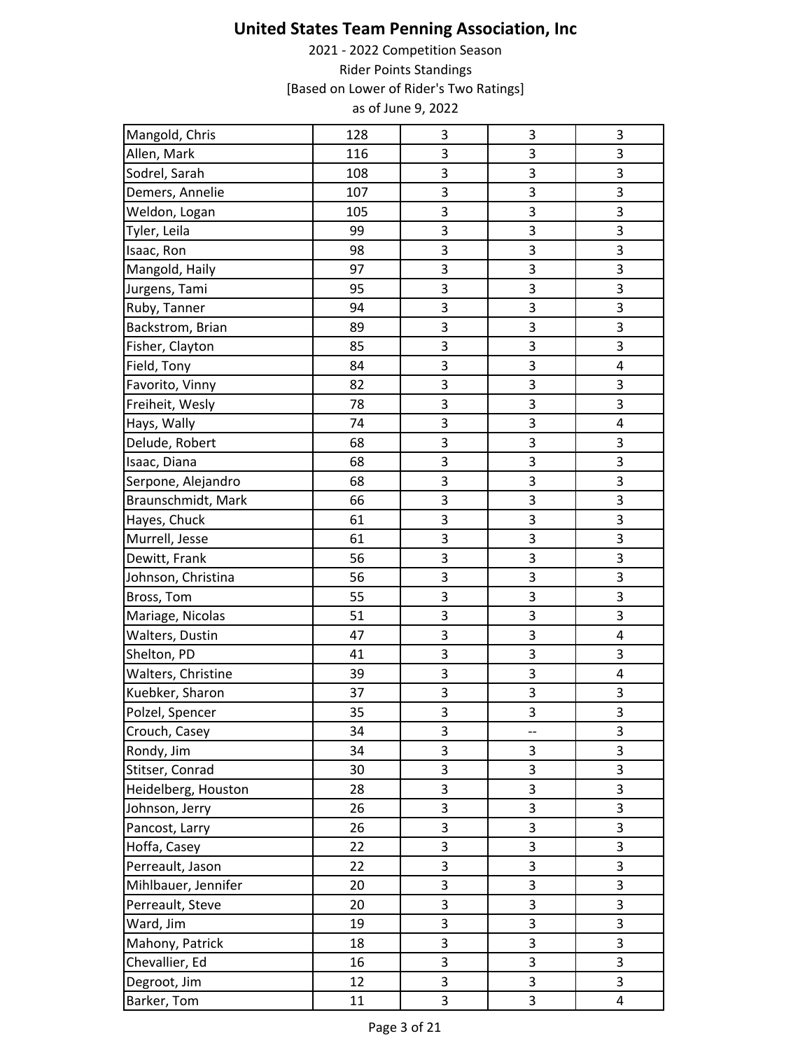# United States Team Penning Association, Inc

2021 - 2022 Competition Season

Rider Points Standings

[Based on Lower of Rider's Two Ratings]

as of June 9, 2022

| | | | | |
|---|---|---|---|---|
| Mangold, Chris | 128 | 3 | 3 | 3 |
| Allen, Mark | 116 | 3 | 3 | 3 |
| Sodrel, Sarah | 108 | 3 | 3 | 3 |
| Demers, Annelie | 107 | 3 | 3 | 3 |
| Weldon, Logan | 105 | 3 | 3 | 3 |
| Tyler, Leila | 99 | 3 | 3 | 3 |
| Isaac, Ron | 98 | 3 | 3 | 3 |
| Mangold, Haily | 97 | 3 | 3 | 3 |
| Jurgens, Tami | 95 | 3 | 3 | 3 |
| Ruby, Tanner | 94 | 3 | 3 | 3 |
| Backstrom, Brian | 89 | 3 | 3 | 3 |
| Fisher, Clayton | 85 | 3 | 3 | 3 |
| Field, Tony | 84 | 3 | 3 | 4 |
| Favorito, Vinny | 82 | 3 | 3 | 3 |
| Freiheit, Wesly | 78 | 3 | 3 | 3 |
| Hays, Wally | 74 | 3 | 3 | 4 |
| Delude, Robert | 68 | 3 | 3 | 3 |
| Isaac, Diana | 68 | 3 | 3 | 3 |
| Serpone, Alejandro | 68 | 3 | 3 | 3 |
| Braunschmidt, Mark | 66 | 3 | 3 | 3 |
| Hayes, Chuck | 61 | 3 | 3 | 3 |
| Murrell, Jesse | 61 | 3 | 3 | 3 |
| Dewitt, Frank | 56 | 3 | 3 | 3 |
| Johnson, Christina | 56 | 3 | 3 | 3 |
| Bross, Tom | 55 | 3 | 3 | 3 |
| Mariage, Nicolas | 51 | 3 | 3 | 3 |
| Walters, Dustin | 47 | 3 | 3 | 4 |
| Shelton, PD | 41 | 3 | 3 | 3 |
| Walters, Christine | 39 | 3 | 3 | 4 |
| Kuebker, Sharon | 37 | 3 | 3 | 3 |
| Polzel, Spencer | 35 | 3 | 3 | 3 |
| Crouch, Casey | 34 | 3 | -- | 3 |
| Rondy, Jim | 34 | 3 | 3 | 3 |
| Stitser, Conrad | 30 | 3 | 3 | 3 |
| Heidelberg, Houston | 28 | 3 | 3 | 3 |
| Johnson, Jerry | 26 | 3 | 3 | 3 |
| Pancost, Larry | 26 | 3 | 3 | 3 |
| Hoffa, Casey | 22 | 3 | 3 | 3 |
| Perreault, Jason | 22 | 3 | 3 | 3 |
| Mihlbauer, Jennifer | 20 | 3 | 3 | 3 |
| Perreault, Steve | 20 | 3 | 3 | 3 |
| Ward, Jim | 19 | 3 | 3 | 3 |
| Mahony, Patrick | 18 | 3 | 3 | 3 |
| Chevallier, Ed | 16 | 3 | 3 | 3 |
| Degroot, Jim | 12 | 3 | 3 | 3 |
| Barker, Tom | 11 | 3 | 3 | 4 |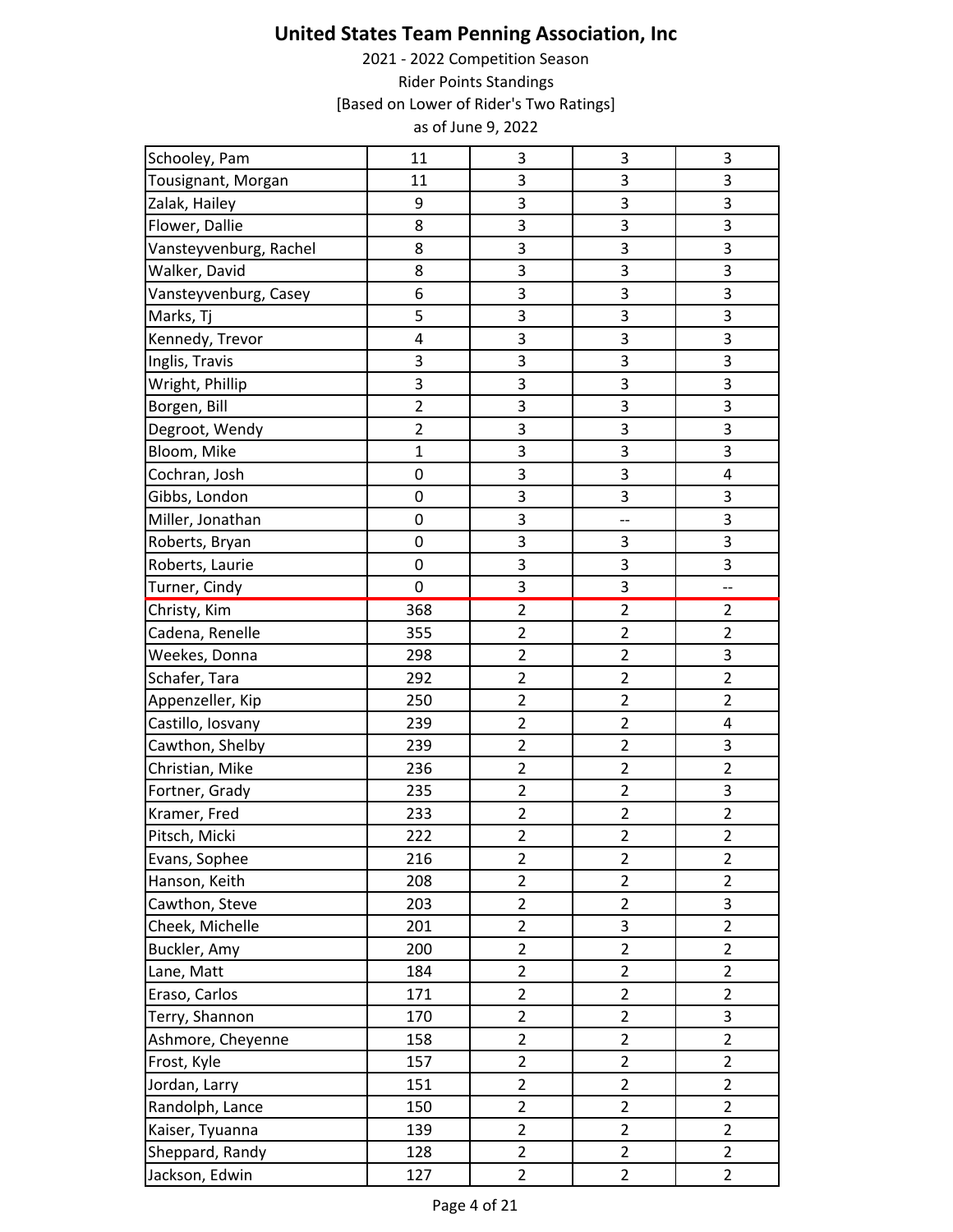# United States Team Penning Association, Inc

2021 - 2022 Competition Season

Rider Points Standings

[Based on Lower of Rider's Two Ratings]

as of June 9, 2022

| | | | | |
|---|---|---|---|---|
| Schooley, Pam | 11 | 3 | 3 | 3 |
| Tousignant, Morgan | 11 | 3 | 3 | 3 |
| Zalak, Hailey | 9 | 3 | 3 | 3 |
| Flower, Dallie | 8 | 3 | 3 | 3 |
| Vansteyvenburg, Rachel | 8 | 3 | 3 | 3 |
| Walker, David | 8 | 3 | 3 | 3 |
| Vansteyvenburg, Casey | 6 | 3 | 3 | 3 |
| Marks, Tj | 5 | 3 | 3 | 3 |
| Kennedy, Trevor | 4 | 3 | 3 | 3 |
| Inglis, Travis | 3 | 3 | 3 | 3 |
| Wright, Phillip | 3 | 3 | 3 | 3 |
| Borgen, Bill | 2 | 3 | 3 | 3 |
| Degroot, Wendy | 2 | 3 | 3 | 3 |
| Bloom, Mike | 1 | 3 | 3 | 3 |
| Cochran, Josh | 0 | 3 | 3 | 4 |
| Gibbs, London | 0 | 3 | 3 | 3 |
| Miller, Jonathan | 0 | 3 | -- | 3 |
| Roberts, Bryan | 0 | 3 | 3 | 3 |
| Roberts, Laurie | 0 | 3 | 3 | 3 |
| Turner, Cindy | 0 | 3 | 3 | -- |
| Christy, Kim | 368 | 2 | 2 | 2 |
| Cadena, Renelle | 355 | 2 | 2 | 2 |
| Weekes, Donna | 298 | 2 | 2 | 3 |
| Schafer, Tara | 292 | 2 | 2 | 2 |
| Appenzeller, Kip | 250 | 2 | 2 | 2 |
| Castillo, Iosvany | 239 | 2 | 2 | 4 |
| Cawthon, Shelby | 239 | 2 | 2 | 3 |
| Christian, Mike | 236 | 2 | 2 | 2 |
| Fortner, Grady | 235 | 2 | 2 | 3 |
| Kramer, Fred | 233 | 2 | 2 | 2 |
| Pitsch, Micki | 222 | 2 | 2 | 2 |
| Evans, Sophee | 216 | 2 | 2 | 2 |
| Hanson, Keith | 208 | 2 | 2 | 2 |
| Cawthon, Steve | 203 | 2 | 2 | 3 |
| Cheek, Michelle | 201 | 2 | 3 | 2 |
| Buckler, Amy | 200 | 2 | 2 | 2 |
| Lane, Matt | 184 | 2 | 2 | 2 |
| Eraso, Carlos | 171 | 2 | 2 | 2 |
| Terry, Shannon | 170 | 2 | 2 | 3 |
| Ashmore, Cheyenne | 158 | 2 | 2 | 2 |
| Frost, Kyle | 157 | 2 | 2 | 2 |
| Jordan, Larry | 151 | 2 | 2 | 2 |
| Randolph, Lance | 150 | 2 | 2 | 2 |
| Kaiser, Tyuanna | 139 | 2 | 2 | 2 |
| Sheppard, Randy | 128 | 2 | 2 | 2 |
| Jackson, Edwin | 127 | 2 | 2 | 2 |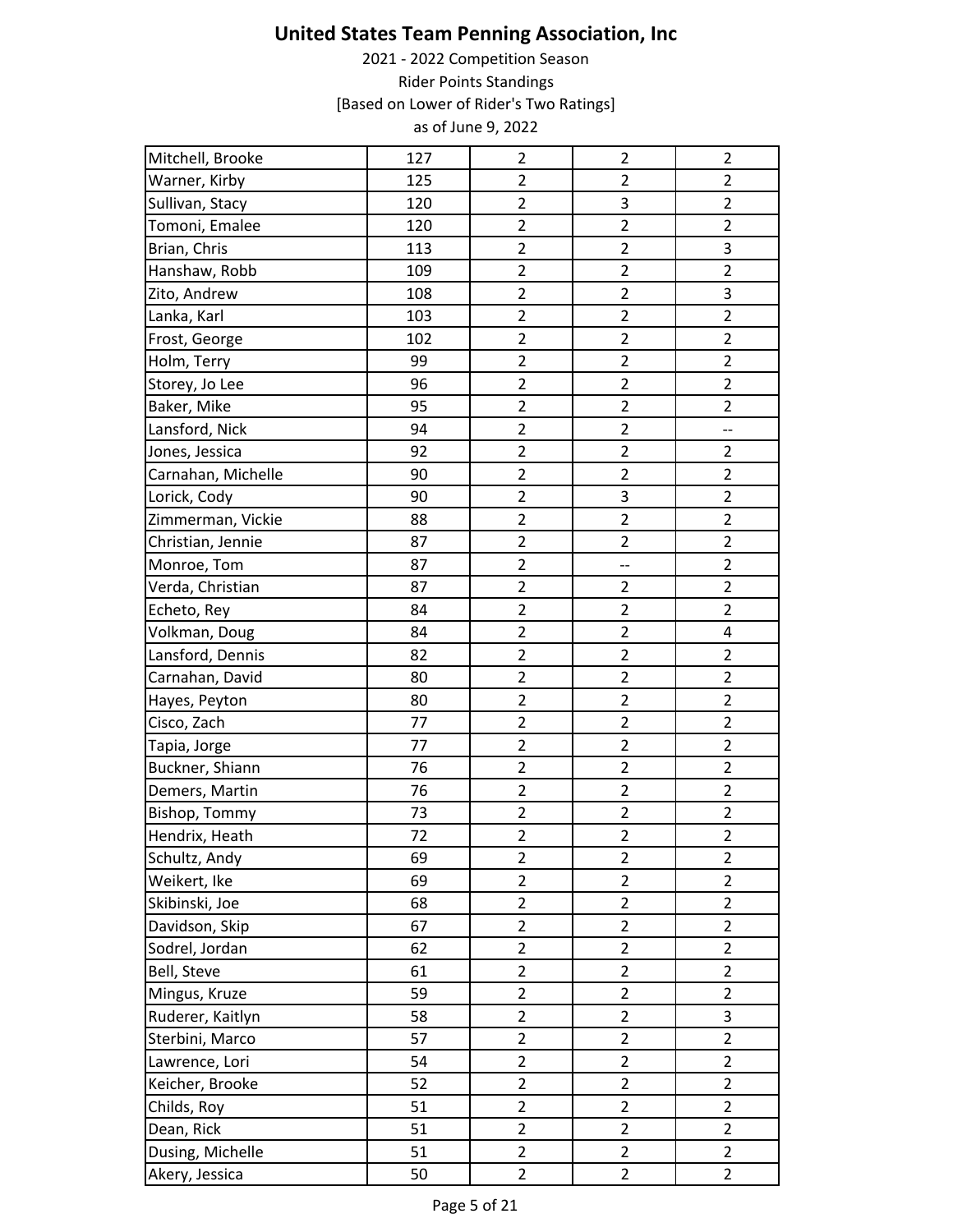# United States Team Penning Association, Inc

2021 - 2022 Competition Season

Rider Points Standings

[Based on Lower of Rider's Two Ratings]

as of June 9, 2022

| | | | | |
|---|---|---|---|---|
| Mitchell, Brooke | 127 | 2 | 2 | 2 |
| Warner, Kirby | 125 | 2 | 2 | 2 |
| Sullivan, Stacy | 120 | 2 | 3 | 2 |
| Tomoni, Emalee | 120 | 2 | 2 | 2 |
| Brian, Chris | 113 | 2 | 2 | 3 |
| Hanshaw, Robb | 109 | 2 | 2 | 2 |
| Zito, Andrew | 108 | 2 | 2 | 3 |
| Lanka, Karl | 103 | 2 | 2 | 2 |
| Frost, George | 102 | 2 | 2 | 2 |
| Holm, Terry | 99 | 2 | 2 | 2 |
| Storey, Jo Lee | 96 | 2 | 2 | 2 |
| Baker, Mike | 95 | 2 | 2 | 2 |
| Lansford, Nick | 94 | 2 | 2 | -- |
| Jones, Jessica | 92 | 2 | 2 | 2 |
| Carnahan, Michelle | 90 | 2 | 2 | 2 |
| Lorick, Cody | 90 | 2 | 3 | 2 |
| Zimmerman, Vickie | 88 | 2 | 2 | 2 |
| Christian, Jennie | 87 | 2 | 2 | 2 |
| Monroe, Tom | 87 | 2 | -- | 2 |
| Verda, Christian | 87 | 2 | 2 | 2 |
| Echeto, Rey | 84 | 2 | 2 | 2 |
| Volkman, Doug | 84 | 2 | 2 | 4 |
| Lansford, Dennis | 82 | 2 | 2 | 2 |
| Carnahan, David | 80 | 2 | 2 | 2 |
| Hayes, Peyton | 80 | 2 | 2 | 2 |
| Cisco, Zach | 77 | 2 | 2 | 2 |
| Tapia, Jorge | 77 | 2 | 2 | 2 |
| Buckner, Shiann | 76 | 2 | 2 | 2 |
| Demers, Martin | 76 | 2 | 2 | 2 |
| Bishop, Tommy | 73 | 2 | 2 | 2 |
| Hendrix, Heath | 72 | 2 | 2 | 2 |
| Schultz, Andy | 69 | 2 | 2 | 2 |
| Weikert, Ike | 69 | 2 | 2 | 2 |
| Skibinski, Joe | 68 | 2 | 2 | 2 |
| Davidson, Skip | 67 | 2 | 2 | 2 |
| Sodrel, Jordan | 62 | 2 | 2 | 2 |
| Bell, Steve | 61 | 2 | 2 | 2 |
| Mingus, Kruze | 59 | 2 | 2 | 2 |
| Ruderer, Kaitlyn | 58 | 2 | 2 | 3 |
| Sterbini, Marco | 57 | 2 | 2 | 2 |
| Lawrence, Lori | 54 | 2 | 2 | 2 |
| Keicher, Brooke | 52 | 2 | 2 | 2 |
| Childs, Roy | 51 | 2 | 2 | 2 |
| Dean, Rick | 51 | 2 | 2 | 2 |
| Dusing, Michelle | 51 | 2 | 2 | 2 |
| Akery, Jessica | 50 | 2 | 2 | 2 |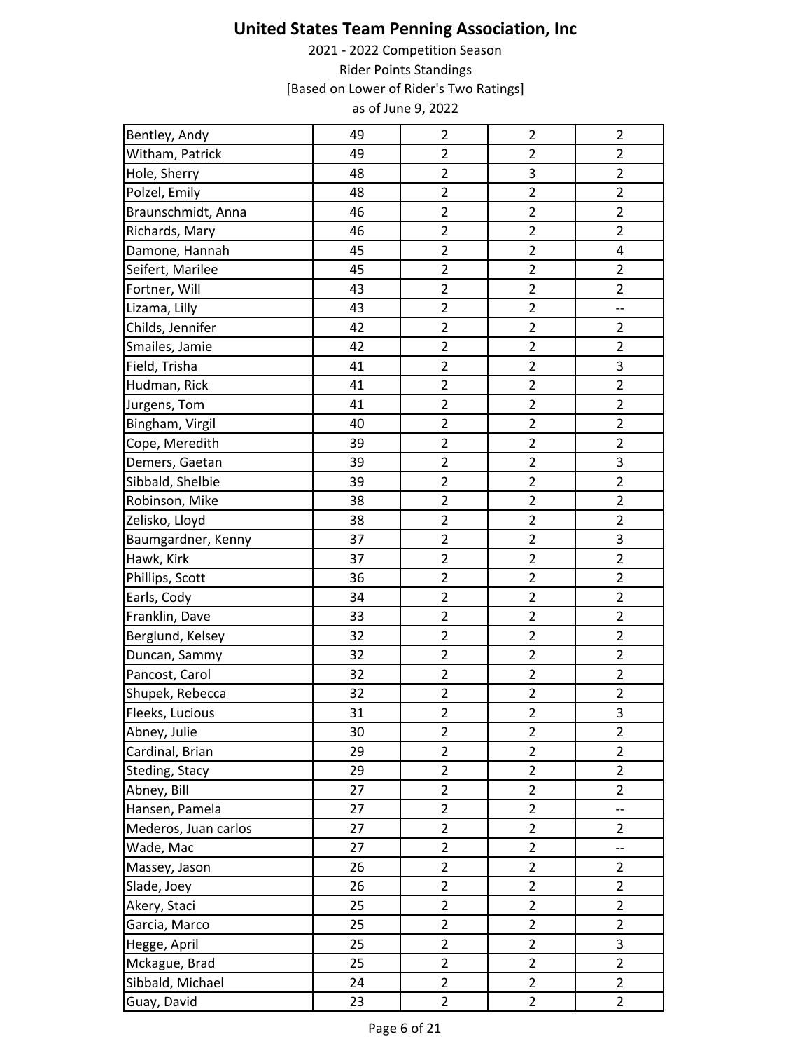# United States Team Penning Association, Inc

2021 - 2022 Competition Season

Rider Points Standings

[Based on Lower of Rider's Two Ratings]

as of June 9, 2022

| | | | | |
|---|---|---|---|---|
| Bentley, Andy | 49 | 2 | 2 | 2 |
| Witham, Patrick | 49 | 2 | 2 | 2 |
| Hole, Sherry | 48 | 2 | 3 | 2 |
| Polzel, Emily | 48 | 2 | 2 | 2 |
| Braunschmidt, Anna | 46 | 2 | 2 | 2 |
| Richards, Mary | 46 | 2 | 2 | 2 |
| Damone, Hannah | 45 | 2 | 2 | 4 |
| Seifert, Marilee | 45 | 2 | 2 | 2 |
| Fortner, Will | 43 | 2 | 2 | 2 |
| Lizama, Lilly | 43 | 2 | 2 | -- |
| Childs, Jennifer | 42 | 2 | 2 | 2 |
| Smailes, Jamie | 42 | 2 | 2 | 2 |
| Field, Trisha | 41 | 2 | 2 | 3 |
| Hudman, Rick | 41 | 2 | 2 | 2 |
| Jurgens, Tom | 41 | 2 | 2 | 2 |
| Bingham, Virgil | 40 | 2 | 2 | 2 |
| Cope, Meredith | 39 | 2 | 2 | 2 |
| Demers, Gaetan | 39 | 2 | 2 | 3 |
| Sibbald, Shelbie | 39 | 2 | 2 | 2 |
| Robinson, Mike | 38 | 2 | 2 | 2 |
| Zelisko, Lloyd | 38 | 2 | 2 | 2 |
| Baumgardner, Kenny | 37 | 2 | 2 | 3 |
| Hawk, Kirk | 37 | 2 | 2 | 2 |
| Phillips, Scott | 36 | 2 | 2 | 2 |
| Earls, Cody | 34 | 2 | 2 | 2 |
| Franklin, Dave | 33 | 2 | 2 | 2 |
| Berglund, Kelsey | 32 | 2 | 2 | 2 |
| Duncan, Sammy | 32 | 2 | 2 | 2 |
| Pancost, Carol | 32 | 2 | 2 | 2 |
| Shupek, Rebecca | 32 | 2 | 2 | 2 |
| Fleeks, Lucious | 31 | 2 | 2 | 3 |
| Abney, Julie | 30 | 2 | 2 | 2 |
| Cardinal, Brian | 29 | 2 | 2 | 2 |
| Steding, Stacy | 29 | 2 | 2 | 2 |
| Abney, Bill | 27 | 2 | 2 | 2 |
| Hansen, Pamela | 27 | 2 | 2 | -- |
| Mederos, Juan carlos | 27 | 2 | 2 | 2 |
| Wade, Mac | 27 | 2 | 2 | -- |
| Massey, Jason | 26 | 2 | 2 | 2 |
| Slade, Joey | 26 | 2 | 2 | 2 |
| Akery, Staci | 25 | 2 | 2 | 2 |
| Garcia, Marco | 25 | 2 | 2 | 2 |
| Hegge, April | 25 | 2 | 2 | 3 |
| Mckague, Brad | 25 | 2 | 2 | 2 |
| Sibbald, Michael | 24 | 2 | 2 | 2 |
| Guay, David | 23 | 2 | 2 | 2 |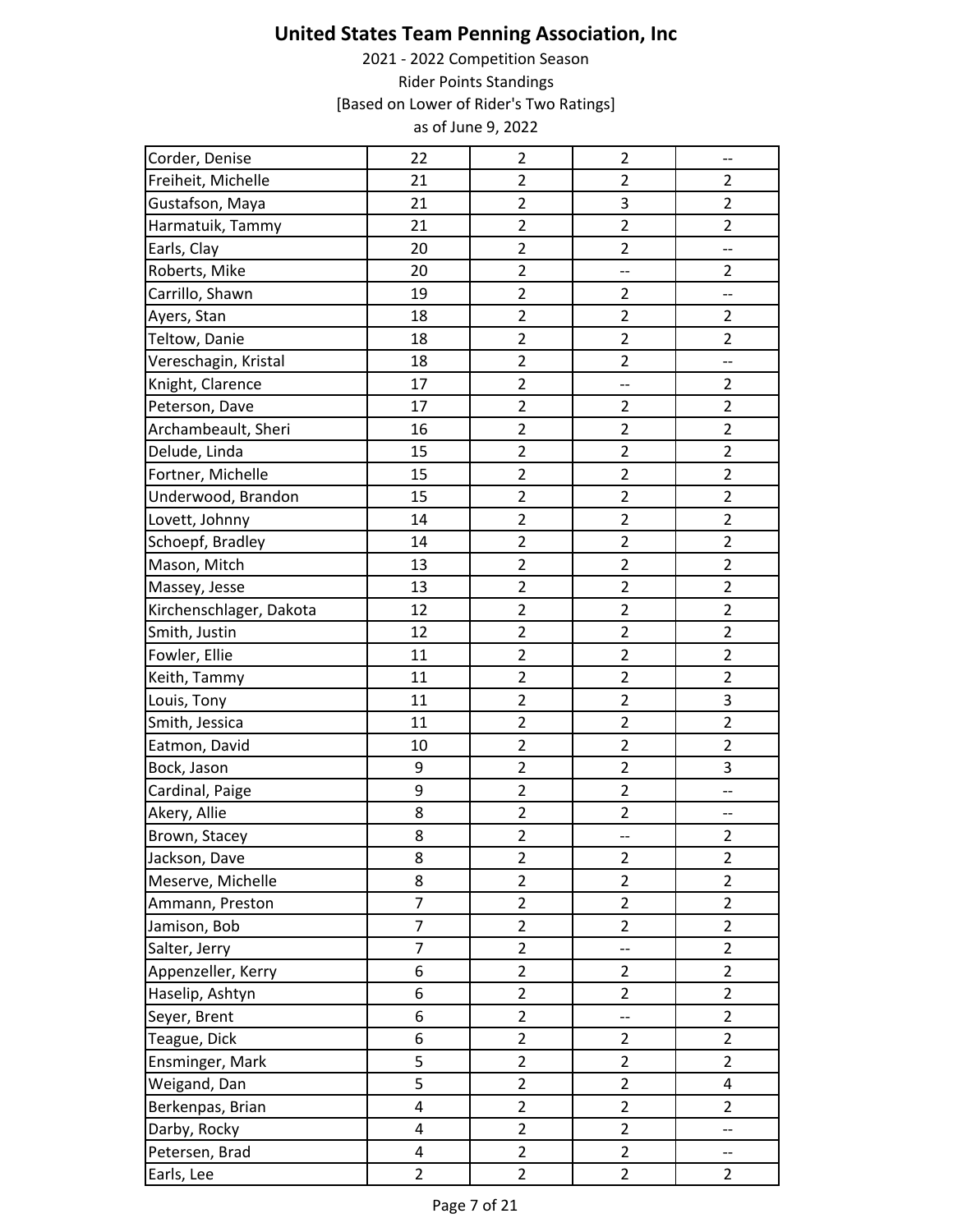# United States Team Penning Association, Inc

2021 - 2022 Competition Season

Rider Points Standings

[Based on Lower of Rider's Two Ratings]

as of June 9, 2022

| | | | | |
|---|---|---|---|---|
| Corder, Denise | 22 | 2 | 2 | -- |
| Freiheit, Michelle | 21 | 2 | 2 | 2 |
| Gustafson, Maya | 21 | 2 | 3 | 2 |
| Harmatuik, Tammy | 21 | 2 | 2 | 2 |
| Earls, Clay | 20 | 2 | 2 | -- |
| Roberts, Mike | 20 | 2 | -- | 2 |
| Carrillo, Shawn | 19 | 2 | 2 | -- |
| Ayers, Stan | 18 | 2 | 2 | 2 |
| Teltow, Danie | 18 | 2 | 2 | 2 |
| Vereschagin, Kristal | 18 | 2 | 2 | -- |
| Knight, Clarence | 17 | 2 | -- | 2 |
| Peterson, Dave | 17 | 2 | 2 | 2 |
| Archambeault, Sheri | 16 | 2 | 2 | 2 |
| Delude, Linda | 15 | 2 | 2 | 2 |
| Fortner, Michelle | 15 | 2 | 2 | 2 |
| Underwood, Brandon | 15 | 2 | 2 | 2 |
| Lovett, Johnny | 14 | 2 | 2 | 2 |
| Schoepf, Bradley | 14 | 2 | 2 | 2 |
| Mason, Mitch | 13 | 2 | 2 | 2 |
| Massey, Jesse | 13 | 2 | 2 | 2 |
| Kirchenschlager, Dakota | 12 | 2 | 2 | 2 |
| Smith, Justin | 12 | 2 | 2 | 2 |
| Fowler, Ellie | 11 | 2 | 2 | 2 |
| Keith, Tammy | 11 | 2 | 2 | 2 |
| Louis, Tony | 11 | 2 | 2 | 3 |
| Smith, Jessica | 11 | 2 | 2 | 2 |
| Eatmon, David | 10 | 2 | 2 | 2 |
| Bock, Jason | 9 | 2 | 2 | 3 |
| Cardinal, Paige | 9 | 2 | 2 | -- |
| Akery, Allie | 8 | 2 | 2 | -- |
| Brown, Stacey | 8 | 2 | -- | 2 |
| Jackson, Dave | 8 | 2 | 2 | 2 |
| Meserve, Michelle | 8 | 2 | 2 | 2 |
| Ammann, Preston | 7 | 2 | 2 | 2 |
| Jamison, Bob | 7 | 2 | 2 | 2 |
| Salter, Jerry | 7 | 2 | -- | 2 |
| Appenzeller, Kerry | 6 | 2 | 2 | 2 |
| Haselip, Ashtyn | 6 | 2 | 2 | 2 |
| Seyer, Brent | 6 | 2 | -- | 2 |
| Teague, Dick | 6 | 2 | 2 | 2 |
| Ensminger, Mark | 5 | 2 | 2 | 2 |
| Weigand, Dan | 5 | 2 | 2 | 4 |
| Berkenpas, Brian | 4 | 2 | 2 | 2 |
| Darby, Rocky | 4 | 2 | 2 | -- |
| Petersen, Brad | 4 | 2 | 2 | -- |
| Earls, Lee | 2 | 2 | 2 | 2 |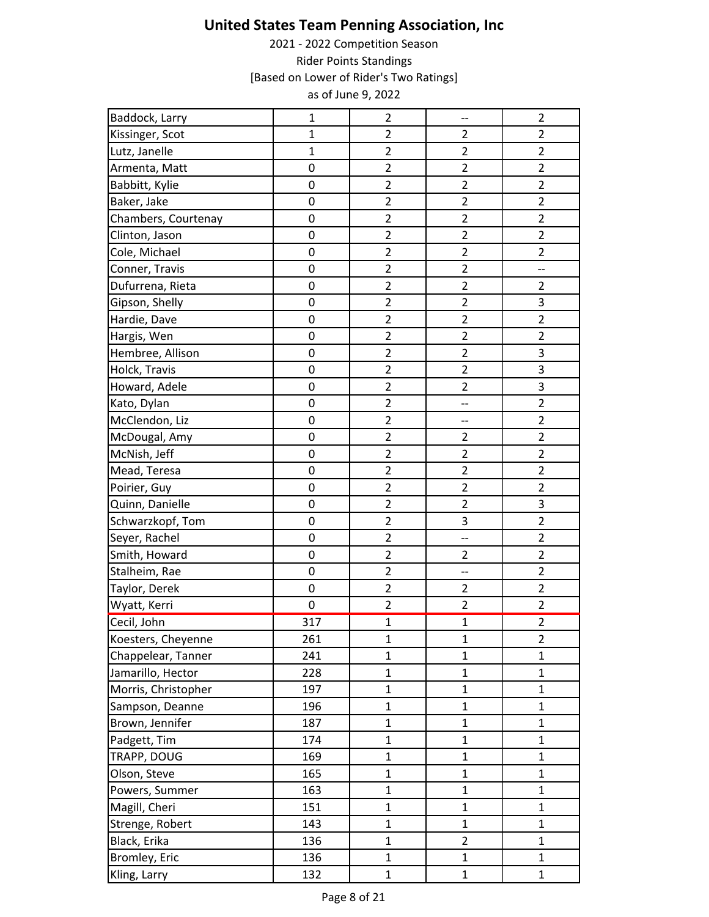# United States Team Penning Association, Inc

2021 - 2022 Competition Season

Rider Points Standings

[Based on Lower of Rider's Two Ratings]

as of June 9, 2022

| | | | | |
|---|---|---|---|---|
| Baddock, Larry | 1 | 2 | -- | 2 |
| Kissinger, Scot | 1 | 2 | 2 | 2 |
| Lutz, Janelle | 1 | 2 | 2 | 2 |
| Armenta, Matt | 0 | 2 | 2 | 2 |
| Babbitt, Kylie | 0 | 2 | 2 | 2 |
| Baker, Jake | 0 | 2 | 2 | 2 |
| Chambers, Courtenay | 0 | 2 | 2 | 2 |
| Clinton, Jason | 0 | 2 | 2 | 2 |
| Cole, Michael | 0 | 2 | 2 | 2 |
| Conner, Travis | 0 | 2 | 2 | -- |
| Dufurrena, Rieta | 0 | 2 | 2 | 2 |
| Gipson, Shelly | 0 | 2 | 2 | 3 |
| Hardie, Dave | 0 | 2 | 2 | 2 |
| Hargis, Wen | 0 | 2 | 2 | 2 |
| Hembree, Allison | 0 | 2 | 2 | 3 |
| Holck, Travis | 0 | 2 | 2 | 3 |
| Howard, Adele | 0 | 2 | 2 | 3 |
| Kato, Dylan | 0 | 2 | -- | 2 |
| McClendon, Liz | 0 | 2 | -- | 2 |
| McDougal, Amy | 0 | 2 | 2 | 2 |
| McNish, Jeff | 0 | 2 | 2 | 2 |
| Mead, Teresa | 0 | 2 | 2 | 2 |
| Poirier, Guy | 0 | 2 | 2 | 2 |
| Quinn, Danielle | 0 | 2 | 2 | 3 |
| Schwarzkopf, Tom | 0 | 2 | 3 | 2 |
| Seyer, Rachel | 0 | 2 | -- | 2 |
| Smith, Howard | 0 | 2 | 2 | 2 |
| Stalheim, Rae | 0 | 2 | -- | 2 |
| Taylor, Derek | 0 | 2 | 2 | 2 |
| Wyatt, Kerri | 0 | 2 | 2 | 2 |
| Cecil, John | 317 | 1 | 1 | 2 |
| Koesters, Cheyenne | 261 | 1 | 1 | 2 |
| Chappelear, Tanner | 241 | 1 | 1 | 1 |
| Jamarillo, Hector | 228 | 1 | 1 | 1 |
| Morris, Christopher | 197 | 1 | 1 | 1 |
| Sampson, Deanne | 196 | 1 | 1 | 1 |
| Brown, Jennifer | 187 | 1 | 1 | 1 |
| Padgett, Tim | 174 | 1 | 1 | 1 |
| TRAPP, DOUG | 169 | 1 | 1 | 1 |
| Olson, Steve | 165 | 1 | 1 | 1 |
| Powers, Summer | 163 | 1 | 1 | 1 |
| Magill, Cheri | 151 | 1 | 1 | 1 |
| Strenge, Robert | 143 | 1 | 1 | 1 |
| Black, Erika | 136 | 1 | 2 | 1 |
| Bromley, Eric | 136 | 1 | 1 | 1 |
| Kling, Larry | 132 | 1 | 1 | 1 |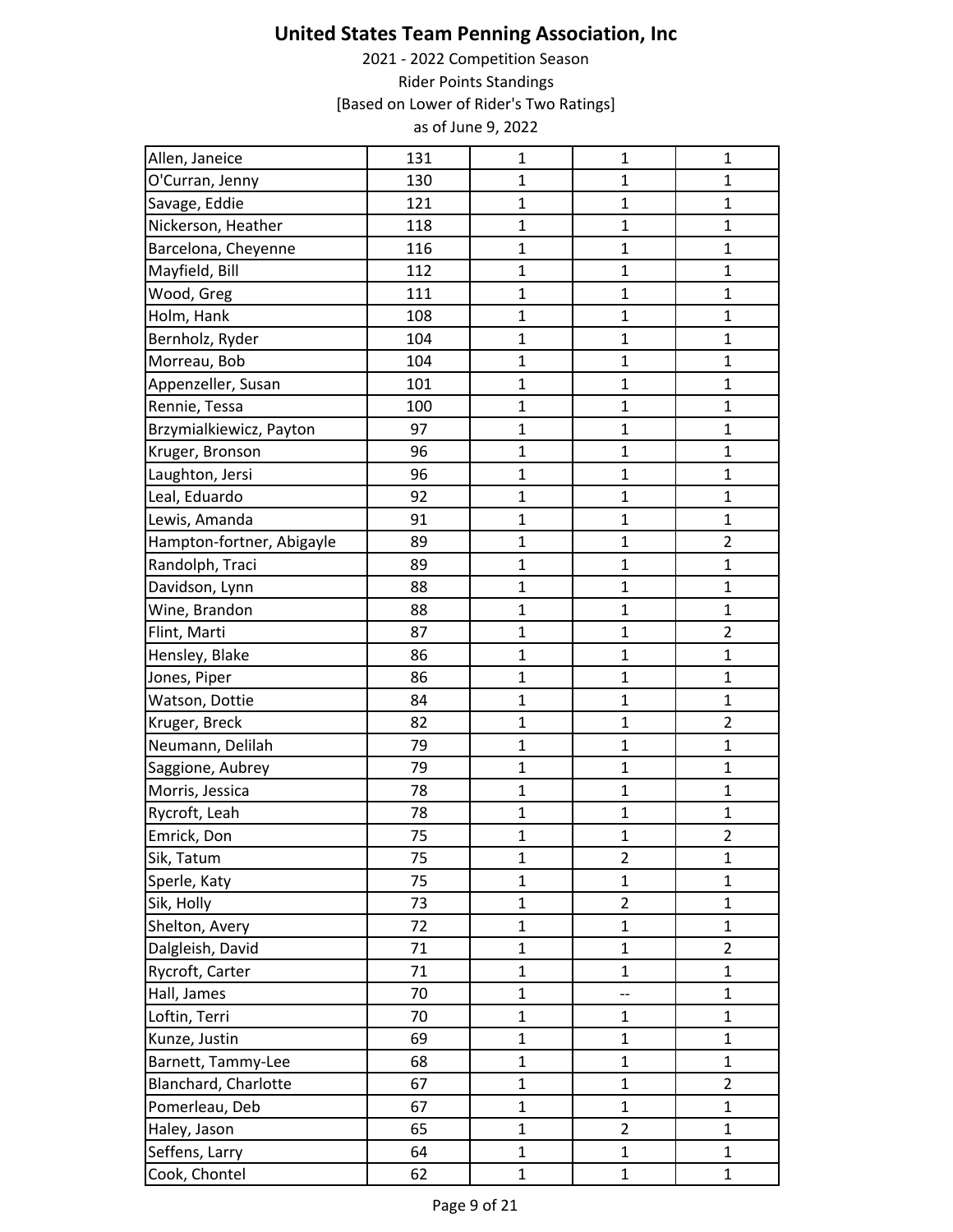# United States Team Penning Association, Inc

2021 - 2022 Competition Season

Rider Points Standings

[Based on Lower of Rider's Two Ratings]

as of June 9, 2022

| | | | | |
|---|---|---|---|---|
| Allen, Janeice | 131 | 1 | 1 | 1 |
| O'Curran, Jenny | 130 | 1 | 1 | 1 |
| Savage, Eddie | 121 | 1 | 1 | 1 |
| Nickerson, Heather | 118 | 1 | 1 | 1 |
| Barcelona, Cheyenne | 116 | 1 | 1 | 1 |
| Mayfield, Bill | 112 | 1 | 1 | 1 |
| Wood, Greg | 111 | 1 | 1 | 1 |
| Holm, Hank | 108 | 1 | 1 | 1 |
| Bernholz, Ryder | 104 | 1 | 1 | 1 |
| Morreau, Bob | 104 | 1 | 1 | 1 |
| Appenzeller, Susan | 101 | 1 | 1 | 1 |
| Rennie, Tessa | 100 | 1 | 1 | 1 |
| Brzymialkiewicz, Payton | 97 | 1 | 1 | 1 |
| Kruger, Bronson | 96 | 1 | 1 | 1 |
| Laughton, Jersi | 96 | 1 | 1 | 1 |
| Leal, Eduardo | 92 | 1 | 1 | 1 |
| Lewis, Amanda | 91 | 1 | 1 | 1 |
| Hampton-fortner, Abigayle | 89 | 1 | 1 | 2 |
| Randolph, Traci | 89 | 1 | 1 | 1 |
| Davidson, Lynn | 88 | 1 | 1 | 1 |
| Wine, Brandon | 88 | 1 | 1 | 1 |
| Flint, Marti | 87 | 1 | 1 | 2 |
| Hensley, Blake | 86 | 1 | 1 | 1 |
| Jones, Piper | 86 | 1 | 1 | 1 |
| Watson, Dottie | 84 | 1 | 1 | 1 |
| Kruger, Breck | 82 | 1 | 1 | 2 |
| Neumann, Delilah | 79 | 1 | 1 | 1 |
| Saggione, Aubrey | 79 | 1 | 1 | 1 |
| Morris, Jessica | 78 | 1 | 1 | 1 |
| Rycroft, Leah | 78 | 1 | 1 | 1 |
| Emrick, Don | 75 | 1 | 1 | 2 |
| Sik, Tatum | 75 | 1 | 2 | 1 |
| Sperle, Katy | 75 | 1 | 1 | 1 |
| Sik, Holly | 73 | 1 | 2 | 1 |
| Shelton, Avery | 72 | 1 | 1 | 1 |
| Dalgleish, David | 71 | 1 | 1 | 2 |
| Rycroft, Carter | 71 | 1 | 1 | 1 |
| Hall, James | 70 | 1 | -- | 1 |
| Loftin, Terri | 70 | 1 | 1 | 1 |
| Kunze, Justin | 69 | 1 | 1 | 1 |
| Barnett, Tammy-Lee | 68 | 1 | 1 | 1 |
| Blanchard, Charlotte | 67 | 1 | 1 | 2 |
| Pomerleau, Deb | 67 | 1 | 1 | 1 |
| Haley, Jason | 65 | 1 | 2 | 1 |
| Seffens, Larry | 64 | 1 | 1 | 1 |
| Cook, Chontel | 62 | 1 | 1 | 1 |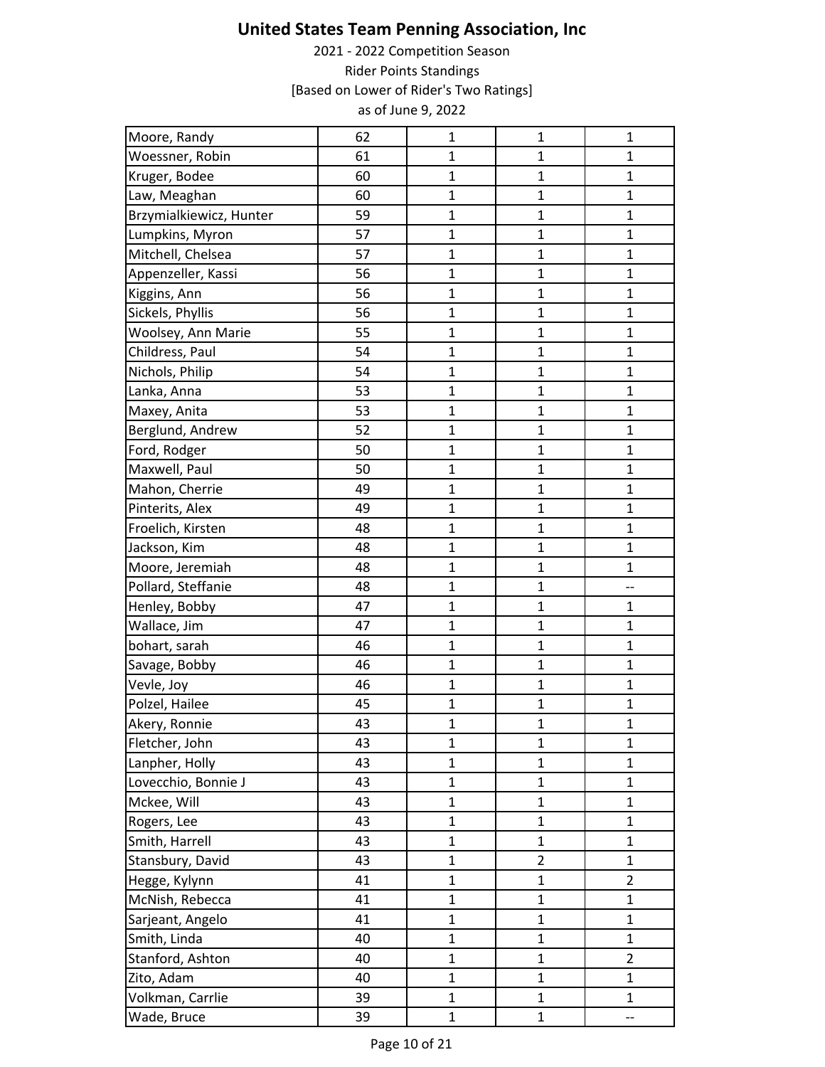# United States Team Penning Association, Inc

2021 - 2022 Competition Season

Rider Points Standings

[Based on Lower of Rider's Two Ratings]

as of June 9, 2022

| | | | | |
|---|---|---|---|---|
| Moore, Randy | 62 | 1 | 1 | 1 |
| Woessner, Robin | 61 | 1 | 1 | 1 |
| Kruger, Bodee | 60 | 1 | 1 | 1 |
| Law, Meaghan | 60 | 1 | 1 | 1 |
| Brzymialkiewicz, Hunter | 59 | 1 | 1 | 1 |
| Lumpkins, Myron | 57 | 1 | 1 | 1 |
| Mitchell, Chelsea | 57 | 1 | 1 | 1 |
| Appenzeller, Kassi | 56 | 1 | 1 | 1 |
| Kiggins, Ann | 56 | 1 | 1 | 1 |
| Sickels, Phyllis | 56 | 1 | 1 | 1 |
| Woolsey, Ann Marie | 55 | 1 | 1 | 1 |
| Childress, Paul | 54 | 1 | 1 | 1 |
| Nichols, Philip | 54 | 1 | 1 | 1 |
| Lanka, Anna | 53 | 1 | 1 | 1 |
| Maxey, Anita | 53 | 1 | 1 | 1 |
| Berglund, Andrew | 52 | 1 | 1 | 1 |
| Ford, Rodger | 50 | 1 | 1 | 1 |
| Maxwell, Paul | 50 | 1 | 1 | 1 |
| Mahon, Cherrie | 49 | 1 | 1 | 1 |
| Pinterits, Alex | 49 | 1 | 1 | 1 |
| Froelich, Kirsten | 48 | 1 | 1 | 1 |
| Jackson, Kim | 48 | 1 | 1 | 1 |
| Moore, Jeremiah | 48 | 1 | 1 | 1 |
| Pollard, Steffanie | 48 | 1 | 1 | -- |
| Henley, Bobby | 47 | 1 | 1 | 1 |
| Wallace, Jim | 47 | 1 | 1 | 1 |
| bohart, sarah | 46 | 1 | 1 | 1 |
| Savage, Bobby | 46 | 1 | 1 | 1 |
| Vevle, Joy | 46 | 1 | 1 | 1 |
| Polzel, Hailee | 45 | 1 | 1 | 1 |
| Akery, Ronnie | 43 | 1 | 1 | 1 |
| Fletcher, John | 43 | 1 | 1 | 1 |
| Lanpher, Holly | 43 | 1 | 1 | 1 |
| Lovecchio, Bonnie J | 43 | 1 | 1 | 1 |
| Mckee, Will | 43 | 1 | 1 | 1 |
| Rogers, Lee | 43 | 1 | 1 | 1 |
| Smith, Harrell | 43 | 1 | 1 | 1 |
| Stansbury, David | 43 | 1 | 2 | 1 |
| Hegge, Kylynn | 41 | 1 | 1 | 2 |
| McNish, Rebecca | 41 | 1 | 1 | 1 |
| Sarjeant, Angelo | 41 | 1 | 1 | 1 |
| Smith, Linda | 40 | 1 | 1 | 1 |
| Stanford, Ashton | 40 | 1 | 1 | 2 |
| Zito, Adam | 40 | 1 | 1 | 1 |
| Volkman, Carrlie | 39 | 1 | 1 | 1 |
| Wade, Bruce | 39 | 1 | 1 | -- |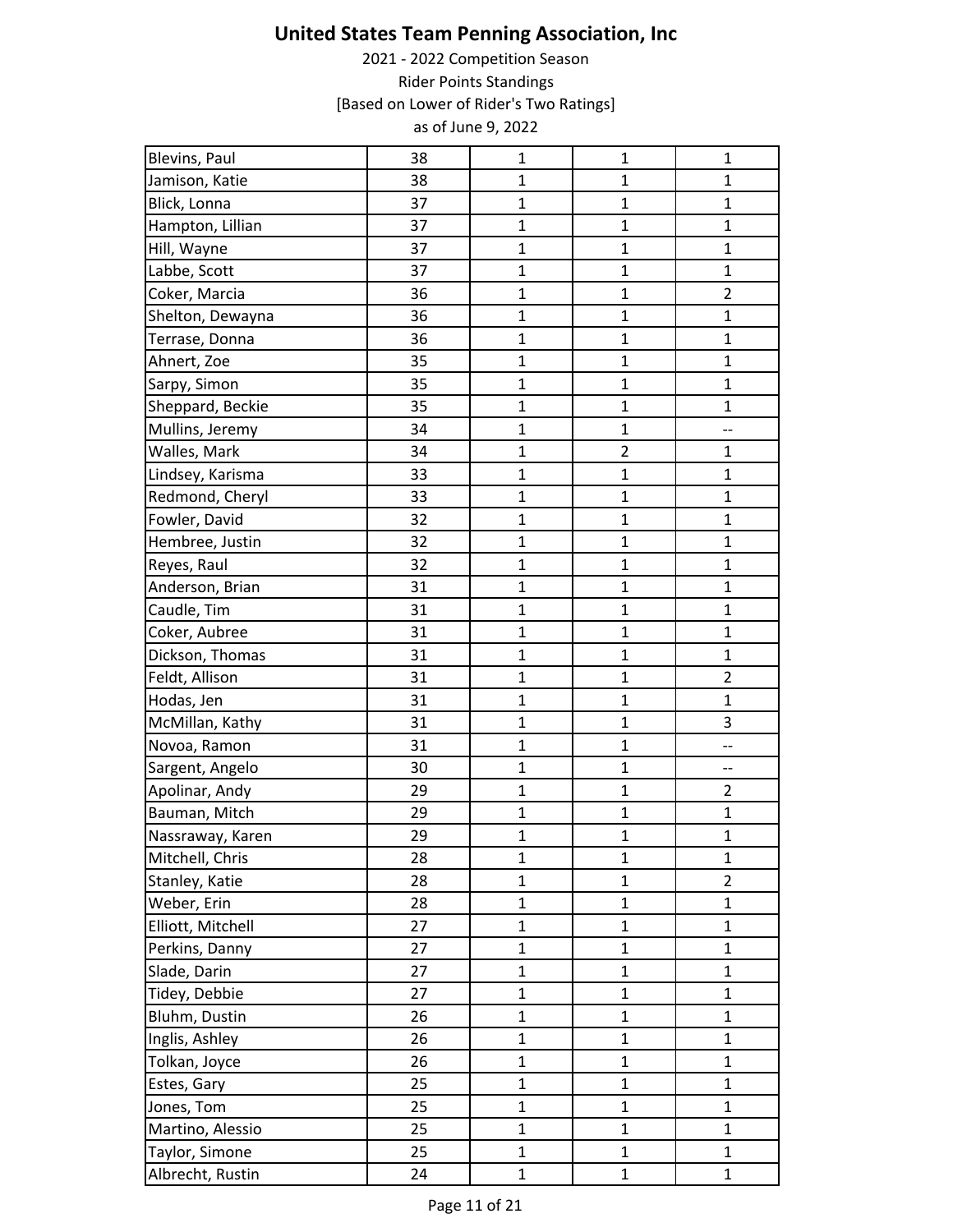# United States Team Penning Association, Inc

2021 - 2022 Competition Season

Rider Points Standings

[Based on Lower of Rider's Two Ratings]

as of June 9, 2022

| | | | | |
|---|---|---|---|---|
| Blevins, Paul | 38 | 1 | 1 | 1 |
| Jamison, Katie | 38 | 1 | 1 | 1 |
| Blick, Lonna | 37 | 1 | 1 | 1 |
| Hampton, Lillian | 37 | 1 | 1 | 1 |
| Hill, Wayne | 37 | 1 | 1 | 1 |
| Labbe, Scott | 37 | 1 | 1 | 1 |
| Coker, Marcia | 36 | 1 | 1 | 2 |
| Shelton, Dewayna | 36 | 1 | 1 | 1 |
| Terrase, Donna | 36 | 1 | 1 | 1 |
| Ahnert, Zoe | 35 | 1 | 1 | 1 |
| Sarpy, Simon | 35 | 1 | 1 | 1 |
| Sheppard, Beckie | 35 | 1 | 1 | 1 |
| Mullins, Jeremy | 34 | 1 | 1 | -- |
| Walles, Mark | 34 | 1 | 2 | 1 |
| Lindsey, Karisma | 33 | 1 | 1 | 1 |
| Redmond, Cheryl | 33 | 1 | 1 | 1 |
| Fowler, David | 32 | 1 | 1 | 1 |
| Hembree, Justin | 32 | 1 | 1 | 1 |
| Reyes, Raul | 32 | 1 | 1 | 1 |
| Anderson, Brian | 31 | 1 | 1 | 1 |
| Caudle, Tim | 31 | 1 | 1 | 1 |
| Coker, Aubree | 31 | 1 | 1 | 1 |
| Dickson, Thomas | 31 | 1 | 1 | 1 |
| Feldt, Allison | 31 | 1 | 1 | 2 |
| Hodas, Jen | 31 | 1 | 1 | 1 |
| McMillan, Kathy | 31 | 1 | 1 | 3 |
| Novoa, Ramon | 31 | 1 | 1 | -- |
| Sargent, Angelo | 30 | 1 | 1 | -- |
| Apolinar, Andy | 29 | 1 | 1 | 2 |
| Bauman, Mitch | 29 | 1 | 1 | 1 |
| Nassraway, Karen | 29 | 1 | 1 | 1 |
| Mitchell, Chris | 28 | 1 | 1 | 1 |
| Stanley, Katie | 28 | 1 | 1 | 2 |
| Weber, Erin | 28 | 1 | 1 | 1 |
| Elliott, Mitchell | 27 | 1 | 1 | 1 |
| Perkins, Danny | 27 | 1 | 1 | 1 |
| Slade, Darin | 27 | 1 | 1 | 1 |
| Tidey, Debbie | 27 | 1 | 1 | 1 |
| Bluhm, Dustin | 26 | 1 | 1 | 1 |
| Inglis, Ashley | 26 | 1 | 1 | 1 |
| Tolkan, Joyce | 26 | 1 | 1 | 1 |
| Estes, Gary | 25 | 1 | 1 | 1 |
| Jones, Tom | 25 | 1 | 1 | 1 |
| Martino, Alessio | 25 | 1 | 1 | 1 |
| Taylor, Simone | 25 | 1 | 1 | 1 |
| Albrecht, Rustin | 24 | 1 | 1 | 1 |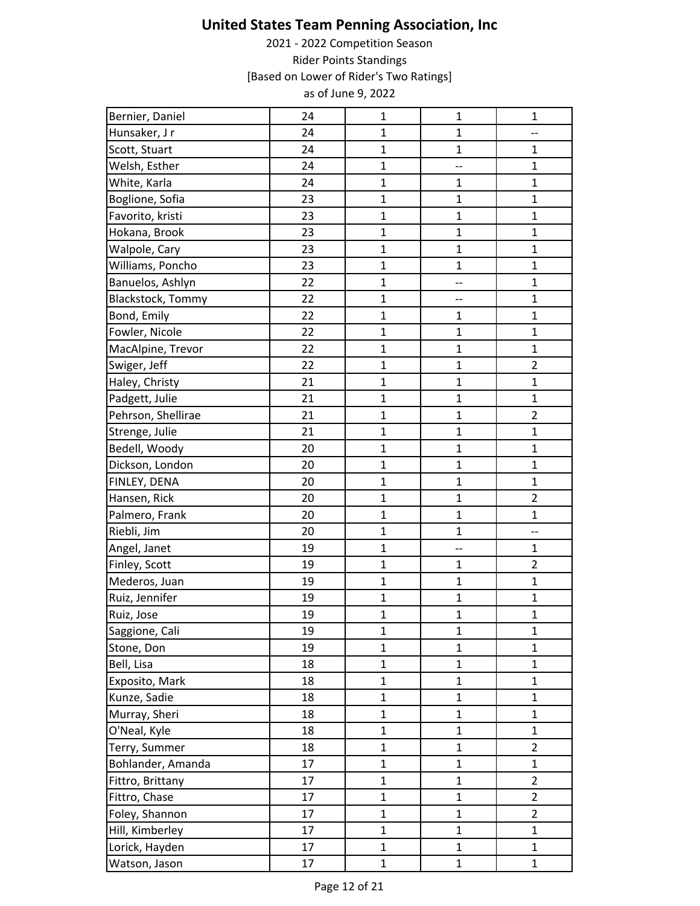# United States Team Penning Association, Inc

2021 - 2022 Competition Season

Rider Points Standings

[Based on Lower of Rider's Two Ratings]

as of June 9, 2022

| | | | | |
|---|---|---|---|---|
| Bernier, Daniel | 24 | 1 | 1 | 1 |
| Hunsaker, J r | 24 | 1 | 1 | -- |
| Scott, Stuart | 24 | 1 | 1 | 1 |
| Welsh, Esther | 24 | 1 | -- | 1 |
| White, Karla | 24 | 1 | 1 | 1 |
| Boglione, Sofia | 23 | 1 | 1 | 1 |
| Favorito, kristi | 23 | 1 | 1 | 1 |
| Hokana, Brook | 23 | 1 | 1 | 1 |
| Walpole, Cary | 23 | 1 | 1 | 1 |
| Williams, Poncho | 23 | 1 | 1 | 1 |
| Banuelos, Ashlyn | 22 | 1 | -- | 1 |
| Blackstock, Tommy | 22 | 1 | -- | 1 |
| Bond, Emily | 22 | 1 | 1 | 1 |
| Fowler, Nicole | 22 | 1 | 1 | 1 |
| MacAlpine, Trevor | 22 | 1 | 1 | 1 |
| Swiger, Jeff | 22 | 1 | 1 | 2 |
| Haley, Christy | 21 | 1 | 1 | 1 |
| Padgett, Julie | 21 | 1 | 1 | 1 |
| Pehrson, Shellirae | 21 | 1 | 1 | 2 |
| Strenge, Julie | 21 | 1 | 1 | 1 |
| Bedell, Woody | 20 | 1 | 1 | 1 |
| Dickson, London | 20 | 1 | 1 | 1 |
| FINLEY, DENA | 20 | 1 | 1 | 1 |
| Hansen, Rick | 20 | 1 | 1 | 2 |
| Palmero, Frank | 20 | 1 | 1 | 1 |
| Riebli, Jim | 20 | 1 | 1 | -- |
| Angel, Janet | 19 | 1 | -- | 1 |
| Finley, Scott | 19 | 1 | 1 | 2 |
| Mederos, Juan | 19 | 1 | 1 | 1 |
| Ruiz, Jennifer | 19 | 1 | 1 | 1 |
| Ruiz, Jose | 19 | 1 | 1 | 1 |
| Saggione, Cali | 19 | 1 | 1 | 1 |
| Stone, Don | 19 | 1 | 1 | 1 |
| Bell, Lisa | 18 | 1 | 1 | 1 |
| Exposito, Mark | 18 | 1 | 1 | 1 |
| Kunze, Sadie | 18 | 1 | 1 | 1 |
| Murray, Sheri | 18 | 1 | 1 | 1 |
| O'Neal, Kyle | 18 | 1 | 1 | 1 |
| Terry, Summer | 18 | 1 | 1 | 2 |
| Bohlander, Amanda | 17 | 1 | 1 | 1 |
| Fittro, Brittany | 17 | 1 | 1 | 2 |
| Fittro, Chase | 17 | 1 | 1 | 2 |
| Foley, Shannon | 17 | 1 | 1 | 2 |
| Hill, Kimberley | 17 | 1 | 1 | 1 |
| Lorick, Hayden | 17 | 1 | 1 | 1 |
| Watson, Jason | 17 | 1 | 1 | 1 |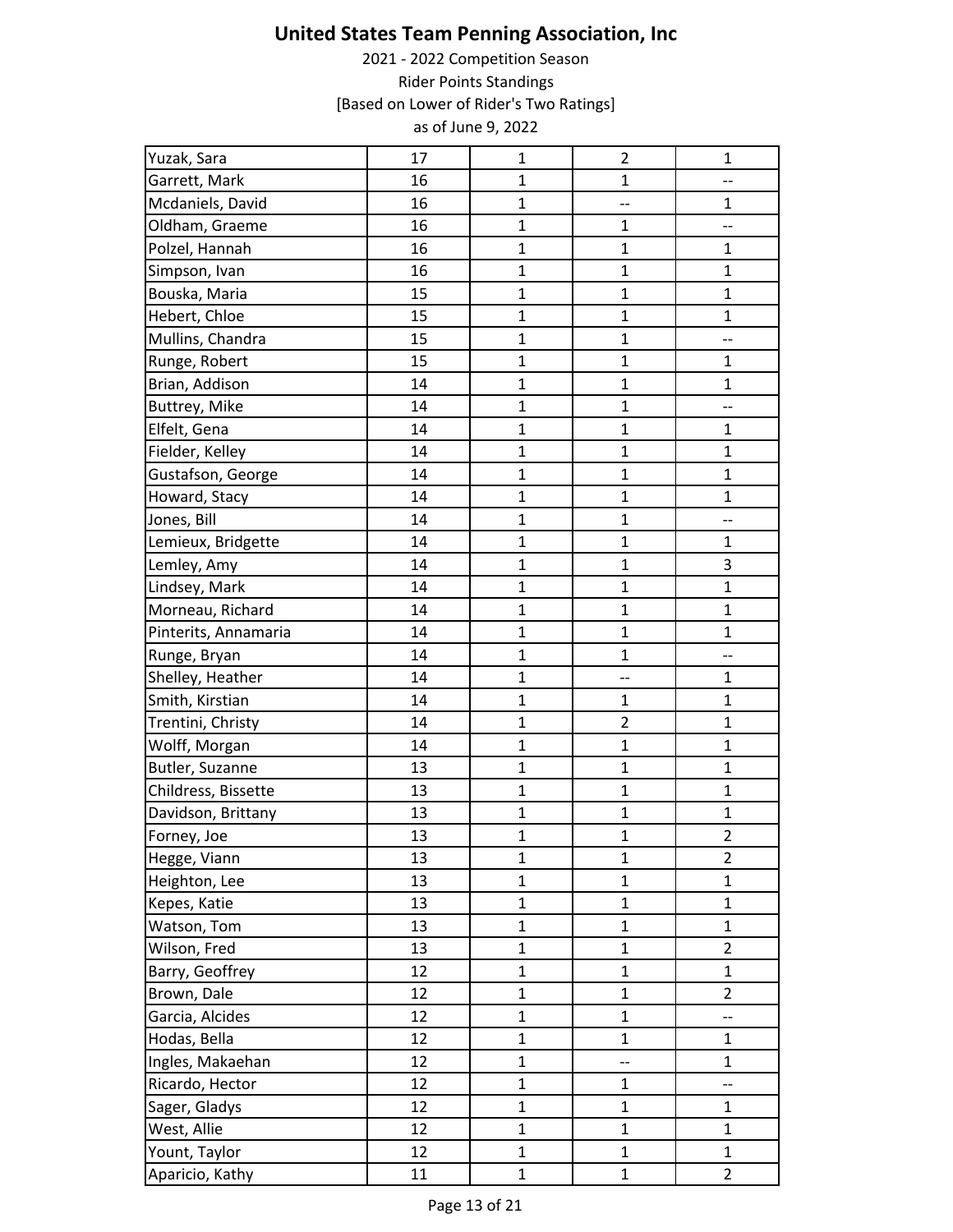# United States Team Penning Association, Inc

2021 - 2022 Competition Season

Rider Points Standings

[Based on Lower of Rider's Two Ratings]

as of June 9, 2022

| | | | | |
|---|---|---|---|---|
| Yuzak, Sara | 17 | 1 | 2 | 1 |
| Garrett, Mark | 16 | 1 | 1 | -- |
| Mcdaniels, David | 16 | 1 | -- | 1 |
| Oldham, Graeme | 16 | 1 | 1 | -- |
| Polzel, Hannah | 16 | 1 | 1 | 1 |
| Simpson, Ivan | 16 | 1 | 1 | 1 |
| Bouska, Maria | 15 | 1 | 1 | 1 |
| Hebert, Chloe | 15 | 1 | 1 | 1 |
| Mullins, Chandra | 15 | 1 | 1 | -- |
| Runge, Robert | 15 | 1 | 1 | 1 |
| Brian, Addison | 14 | 1 | 1 | 1 |
| Buttrey, Mike | 14 | 1 | 1 | -- |
| Elfelt, Gena | 14 | 1 | 1 | 1 |
| Fielder, Kelley | 14 | 1 | 1 | 1 |
| Gustafson, George | 14 | 1 | 1 | 1 |
| Howard, Stacy | 14 | 1 | 1 | 1 |
| Jones, Bill | 14 | 1 | 1 | -- |
| Lemieux, Bridgette | 14 | 1 | 1 | 1 |
| Lemley, Amy | 14 | 1 | 1 | 3 |
| Lindsey, Mark | 14 | 1 | 1 | 1 |
| Morneau, Richard | 14 | 1 | 1 | 1 |
| Pinterits, Annamaria | 14 | 1 | 1 | 1 |
| Runge, Bryan | 14 | 1 | 1 | -- |
| Shelley, Heather | 14 | 1 | -- | 1 |
| Smith, Kirstian | 14 | 1 | 1 | 1 |
| Trentini, Christy | 14 | 1 | 2 | 1 |
| Wolff, Morgan | 14 | 1 | 1 | 1 |
| Butler, Suzanne | 13 | 1 | 1 | 1 |
| Childress, Bissette | 13 | 1 | 1 | 1 |
| Davidson, Brittany | 13 | 1 | 1 | 1 |
| Forney, Joe | 13 | 1 | 1 | 2 |
| Hegge, Viann | 13 | 1 | 1 | 2 |
| Heighton, Lee | 13 | 1 | 1 | 1 |
| Kepes, Katie | 13 | 1 | 1 | 1 |
| Watson, Tom | 13 | 1 | 1 | 1 |
| Wilson, Fred | 13 | 1 | 1 | 2 |
| Barry, Geoffrey | 12 | 1 | 1 | 1 |
| Brown, Dale | 12 | 1 | 1 | 2 |
| Garcia, Alcides | 12 | 1 | 1 | -- |
| Hodas, Bella | 12 | 1 | 1 | 1 |
| Ingles, Makaehan | 12 | 1 | -- | 1 |
| Ricardo, Hector | 12 | 1 | 1 | -- |
| Sager, Gladys | 12 | 1 | 1 | 1 |
| West, Allie | 12 | 1 | 1 | 1 |
| Yount, Taylor | 12 | 1 | 1 | 1 |
| Aparicio, Kathy | 11 | 1 | 1 | 2 |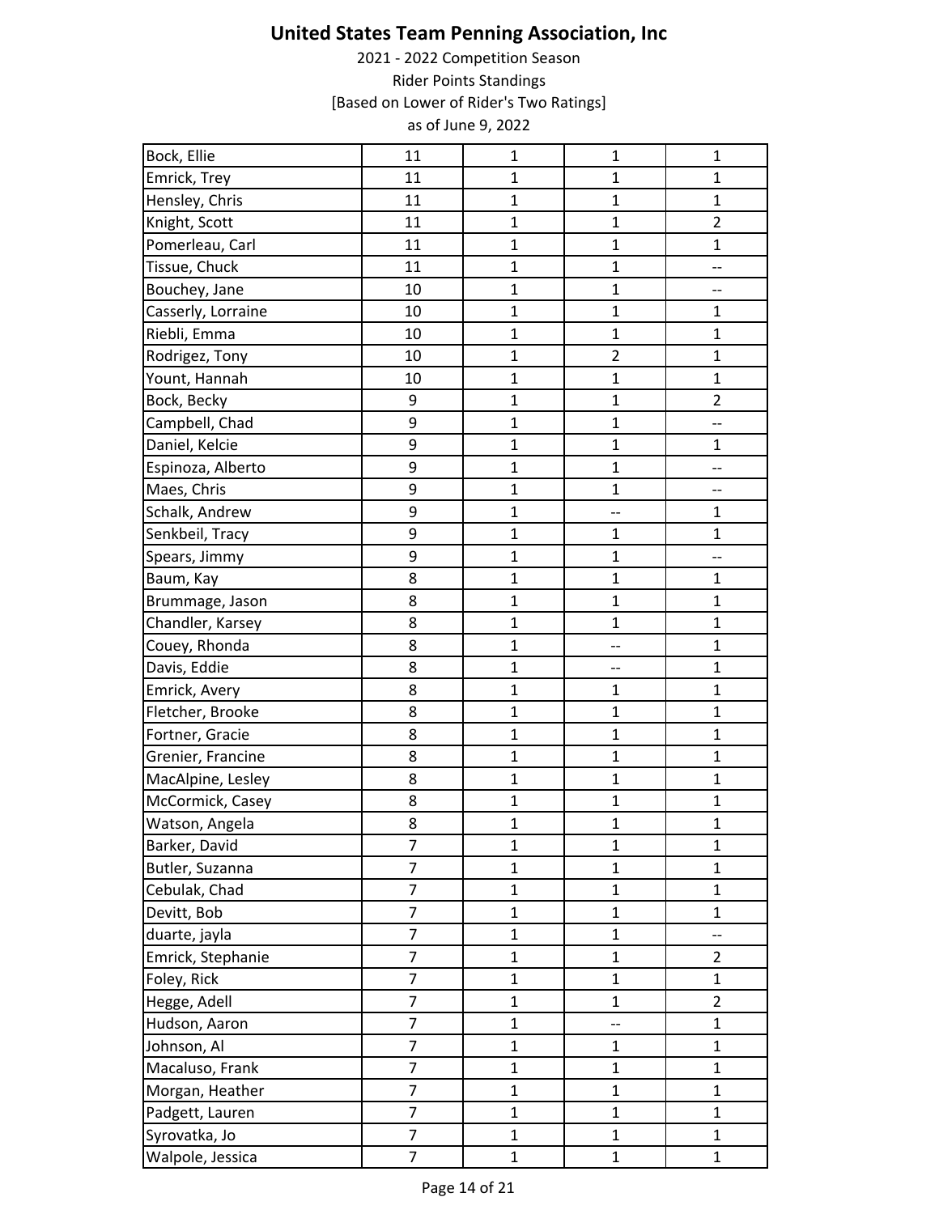# United States Team Penning Association, Inc

2021 - 2022 Competition Season

Rider Points Standings

[Based on Lower of Rider's Two Ratings]

as of June 9, 2022

| | | | | |
|---|---|---|---|---|
| Bock, Ellie | 11 | 1 | 1 | 1 |
| Emrick, Trey | 11 | 1 | 1 | 1 |
| Hensley, Chris | 11 | 1 | 1 | 1 |
| Knight, Scott | 11 | 1 | 1 | 2 |
| Pomerleau, Carl | 11 | 1 | 1 | 1 |
| Tissue, Chuck | 11 | 1 | 1 | -- |
| Bouchey, Jane | 10 | 1 | 1 | -- |
| Casserly, Lorraine | 10 | 1 | 1 | 1 |
| Riebli, Emma | 10 | 1 | 1 | 1 |
| Rodrigez, Tony | 10 | 1 | 2 | 1 |
| Yount, Hannah | 10 | 1 | 1 | 1 |
| Bock, Becky | 9 | 1 | 1 | 2 |
| Campbell, Chad | 9 | 1 | 1 | -- |
| Daniel, Kelcie | 9 | 1 | 1 | 1 |
| Espinoza, Alberto | 9 | 1 | 1 | -- |
| Maes, Chris | 9 | 1 | 1 | -- |
| Schalk, Andrew | 9 | 1 | -- | 1 |
| Senkbeil, Tracy | 9 | 1 | 1 | 1 |
| Spears, Jimmy | 9 | 1 | 1 | -- |
| Baum, Kay | 8 | 1 | 1 | 1 |
| Brummage, Jason | 8 | 1 | 1 | 1 |
| Chandler, Karsey | 8 | 1 | 1 | 1 |
| Couey, Rhonda | 8 | 1 | -- | 1 |
| Davis, Eddie | 8 | 1 | -- | 1 |
| Emrick, Avery | 8 | 1 | 1 | 1 |
| Fletcher, Brooke | 8 | 1 | 1 | 1 |
| Fortner, Gracie | 8 | 1 | 1 | 1 |
| Grenier, Francine | 8 | 1 | 1 | 1 |
| MacAlpine, Lesley | 8 | 1 | 1 | 1 |
| McCormick, Casey | 8 | 1 | 1 | 1 |
| Watson, Angela | 8 | 1 | 1 | 1 |
| Barker, David | 7 | 1 | 1 | 1 |
| Butler, Suzanna | 7 | 1 | 1 | 1 |
| Cebulak, Chad | 7 | 1 | 1 | 1 |
| Devitt, Bob | 7 | 1 | 1 | 1 |
| duarte, jayla | 7 | 1 | 1 | -- |
| Emrick, Stephanie | 7 | 1 | 1 | 2 |
| Foley, Rick | 7 | 1 | 1 | 1 |
| Hegge, Adell | 7 | 1 | 1 | 2 |
| Hudson, Aaron | 7 | 1 | -- | 1 |
| Johnson, Al | 7 | 1 | 1 | 1 |
| Macaluso, Frank | 7 | 1 | 1 | 1 |
| Morgan, Heather | 7 | 1 | 1 | 1 |
| Padgett, Lauren | 7 | 1 | 1 | 1 |
| Syrovatka, Jo | 7 | 1 | 1 | 1 |
| Walpole, Jessica | 7 | 1 | 1 | 1 |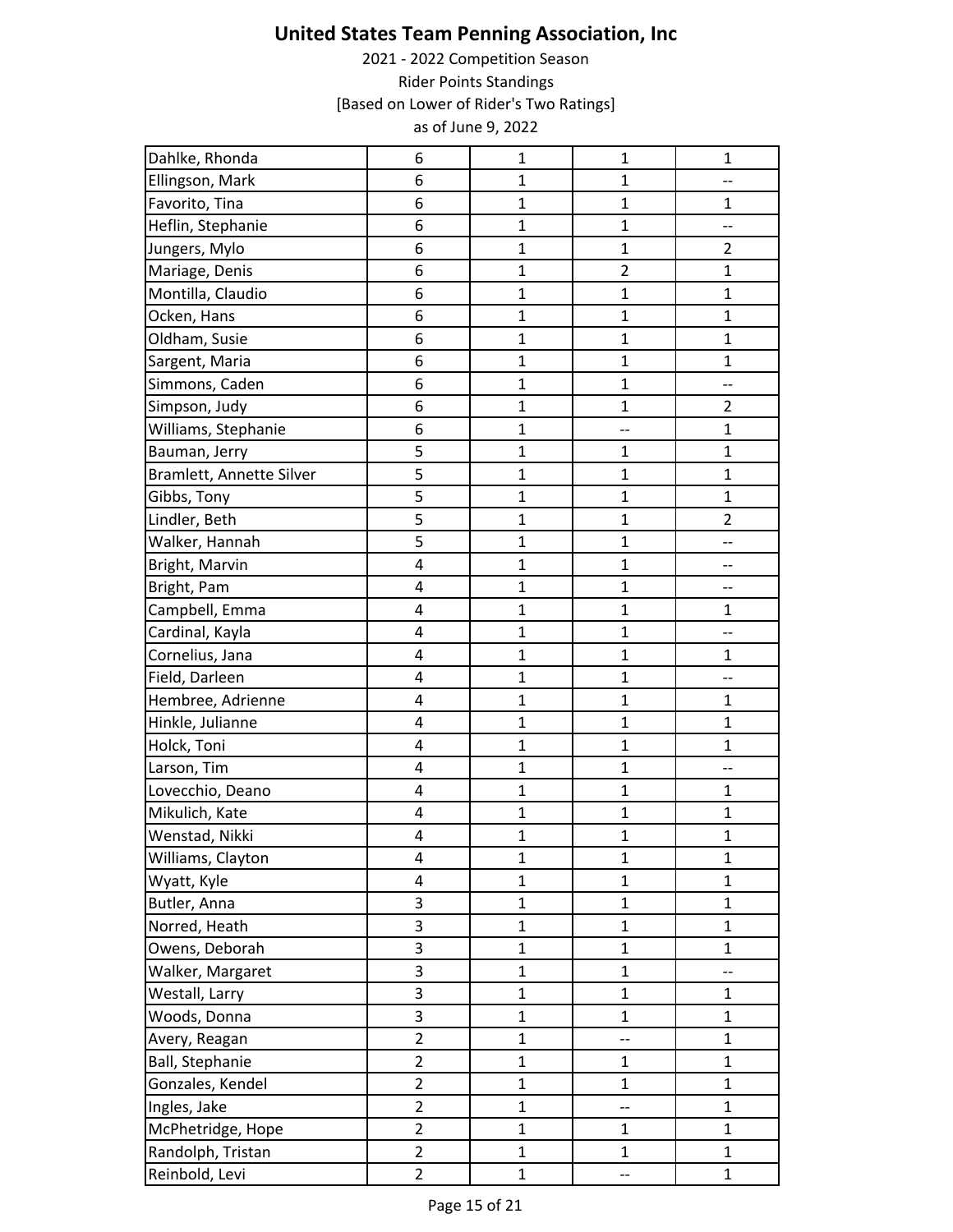# United States Team Penning Association, Inc

2021 - 2022 Competition Season

Rider Points Standings

[Based on Lower of Rider's Two Ratings]

as of June 9, 2022

| | | | | |
|---|---|---|---|---|
| Dahlke, Rhonda | 6 | 1 | 1 | 1 |
| Ellingson, Mark | 6 | 1 | 1 | -- |
| Favorito, Tina | 6 | 1 | 1 | 1 |
| Heflin, Stephanie | 6 | 1 | 1 | -- |
| Jungers, Mylo | 6 | 1 | 1 | 2 |
| Mariage, Denis | 6 | 1 | 2 | 1 |
| Montilla, Claudio | 6 | 1 | 1 | 1 |
| Ocken, Hans | 6 | 1 | 1 | 1 |
| Oldham, Susie | 6 | 1 | 1 | 1 |
| Sargent, Maria | 6 | 1 | 1 | 1 |
| Simmons, Caden | 6 | 1 | 1 | -- |
| Simpson, Judy | 6 | 1 | 1 | 2 |
| Williams, Stephanie | 6 | 1 | -- | 1 |
| Bauman, Jerry | 5 | 1 | 1 | 1 |
| Bramlett, Annette Silver | 5 | 1 | 1 | 1 |
| Gibbs, Tony | 5 | 1 | 1 | 1 |
| Lindler, Beth | 5 | 1 | 1 | 2 |
| Walker, Hannah | 5 | 1 | 1 | -- |
| Bright, Marvin | 4 | 1 | 1 | -- |
| Bright, Pam | 4 | 1 | 1 | -- |
| Campbell, Emma | 4 | 1 | 1 | 1 |
| Cardinal, Kayla | 4 | 1 | 1 | -- |
| Cornelius, Jana | 4 | 1 | 1 | 1 |
| Field, Darleen | 4 | 1 | 1 | -- |
| Hembree, Adrienne | 4 | 1 | 1 | 1 |
| Hinkle, Julianne | 4 | 1 | 1 | 1 |
| Holck, Toni | 4 | 1 | 1 | 1 |
| Larson, Tim | 4 | 1 | 1 | -- |
| Lovecchio, Deano | 4 | 1 | 1 | 1 |
| Mikulich, Kate | 4 | 1 | 1 | 1 |
| Wenstad, Nikki | 4 | 1 | 1 | 1 |
| Williams, Clayton | 4 | 1 | 1 | 1 |
| Wyatt, Kyle | 4 | 1 | 1 | 1 |
| Butler, Anna | 3 | 1 | 1 | 1 |
| Norred, Heath | 3 | 1 | 1 | 1 |
| Owens, Deborah | 3 | 1 | 1 | 1 |
| Walker, Margaret | 3 | 1 | 1 | -- |
| Westall, Larry | 3 | 1 | 1 | 1 |
| Woods, Donna | 3 | 1 | 1 | 1 |
| Avery, Reagan | 2 | 1 | -- | 1 |
| Ball, Stephanie | 2 | 1 | 1 | 1 |
| Gonzales, Kendel | 2 | 1 | 1 | 1 |
| Ingles, Jake | 2 | 1 | -- | 1 |
| McPhetridge, Hope | 2 | 1 | 1 | 1 |
| Randolph, Tristan | 2 | 1 | 1 | 1 |
| Reinbold, Levi | 2 | 1 | -- | 1 |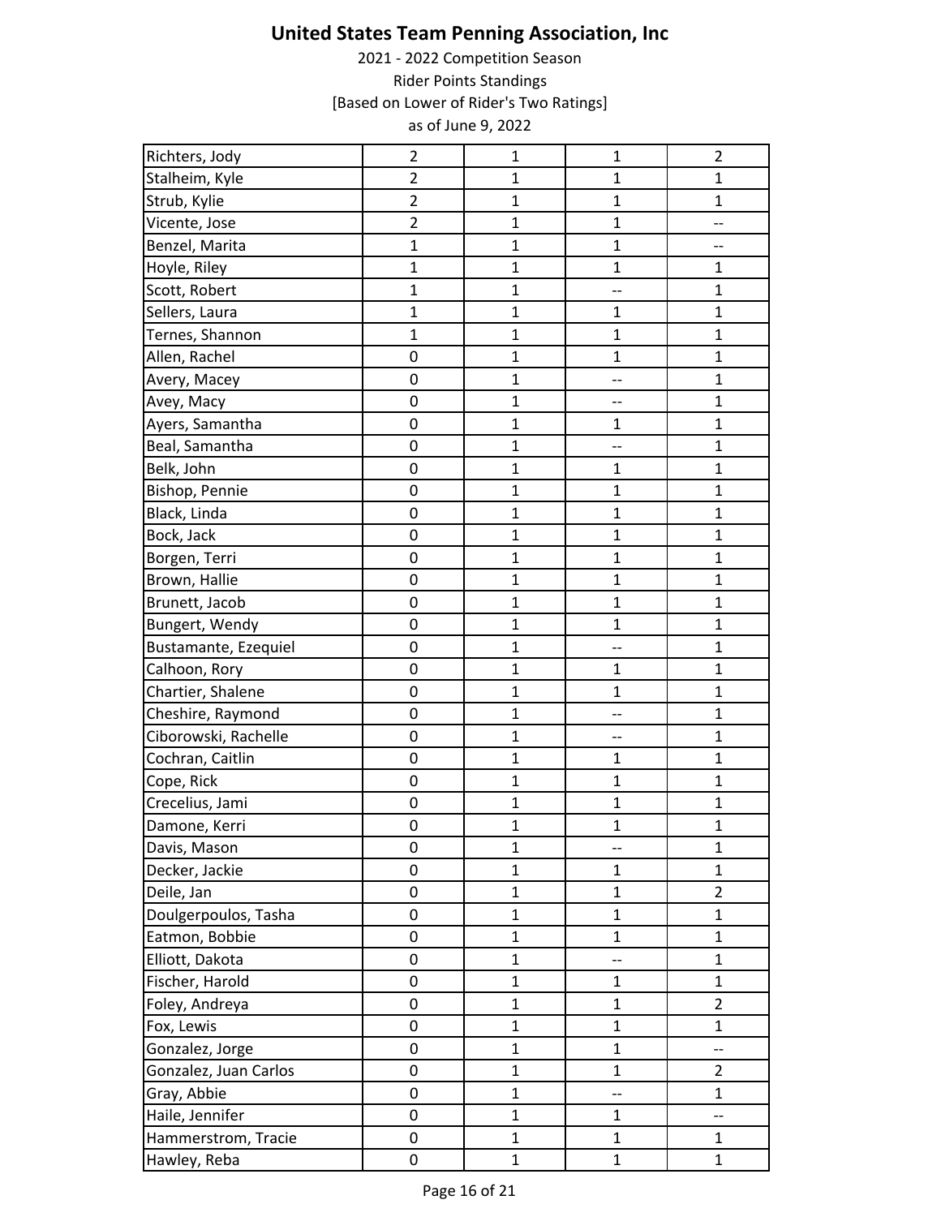# United States Team Penning Association, Inc

2021 - 2022 Competition Season

Rider Points Standings

[Based on Lower of Rider's Two Ratings]

as of June 9, 2022

| | | | | |
|---|---|---|---|---|
| Richters, Jody | 2 | 1 | 1 | 2 |
| Stalheim, Kyle | 2 | 1 | 1 | 1 |
| Strub, Kylie | 2 | 1 | 1 | 1 |
| Vicente, Jose | 2 | 1 | 1 | -- |
| Benzel, Marita | 1 | 1 | 1 | -- |
| Hoyle, Riley | 1 | 1 | 1 | 1 |
| Scott, Robert | 1 | 1 | -- | 1 |
| Sellers, Laura | 1 | 1 | 1 | 1 |
| Ternes, Shannon | 1 | 1 | 1 | 1 |
| Allen, Rachel | 0 | 1 | 1 | 1 |
| Avery, Macey | 0 | 1 | -- | 1 |
| Avey, Macy | 0 | 1 | -- | 1 |
| Ayers, Samantha | 0 | 1 | 1 | 1 |
| Beal, Samantha | 0 | 1 | -- | 1 |
| Belk, John | 0 | 1 | 1 | 1 |
| Bishop, Pennie | 0 | 1 | 1 | 1 |
| Black, Linda | 0 | 1 | 1 | 1 |
| Bock, Jack | 0 | 1 | 1 | 1 |
| Borgen, Terri | 0 | 1 | 1 | 1 |
| Brown, Hallie | 0 | 1 | 1 | 1 |
| Brunett, Jacob | 0 | 1 | 1 | 1 |
| Bungert, Wendy | 0 | 1 | 1 | 1 |
| Bustamante, Ezequiel | 0 | 1 | -- | 1 |
| Calhoon, Rory | 0 | 1 | 1 | 1 |
| Chartier, Shalene | 0 | 1 | 1 | 1 |
| Cheshire, Raymond | 0 | 1 | -- | 1 |
| Ciborowski, Rachelle | 0 | 1 | -- | 1 |
| Cochran, Caitlin | 0 | 1 | 1 | 1 |
| Cope, Rick | 0 | 1 | 1 | 1 |
| Crecelius, Jami | 0 | 1 | 1 | 1 |
| Damone, Kerri | 0 | 1 | 1 | 1 |
| Davis, Mason | 0 | 1 | -- | 1 |
| Decker, Jackie | 0 | 1 | 1 | 1 |
| Deile, Jan | 0 | 1 | 1 | 2 |
| Doulgerpoulos, Tasha | 0 | 1 | 1 | 1 |
| Eatmon, Bobbie | 0 | 1 | 1 | 1 |
| Elliott, Dakota | 0 | 1 | -- | 1 |
| Fischer, Harold | 0 | 1 | 1 | 1 |
| Foley, Andreya | 0 | 1 | 1 | 2 |
| Fox, Lewis | 0 | 1 | 1 | 1 |
| Gonzalez, Jorge | 0 | 1 | 1 | -- |
| Gonzalez, Juan Carlos | 0 | 1 | 1 | 2 |
| Gray, Abbie | 0 | 1 | -- | 1 |
| Haile, Jennifer | 0 | 1 | 1 | -- |
| Hammerstrom, Tracie | 0 | 1 | 1 | 1 |
| Hawley, Reba | 0 | 1 | 1 | 1 |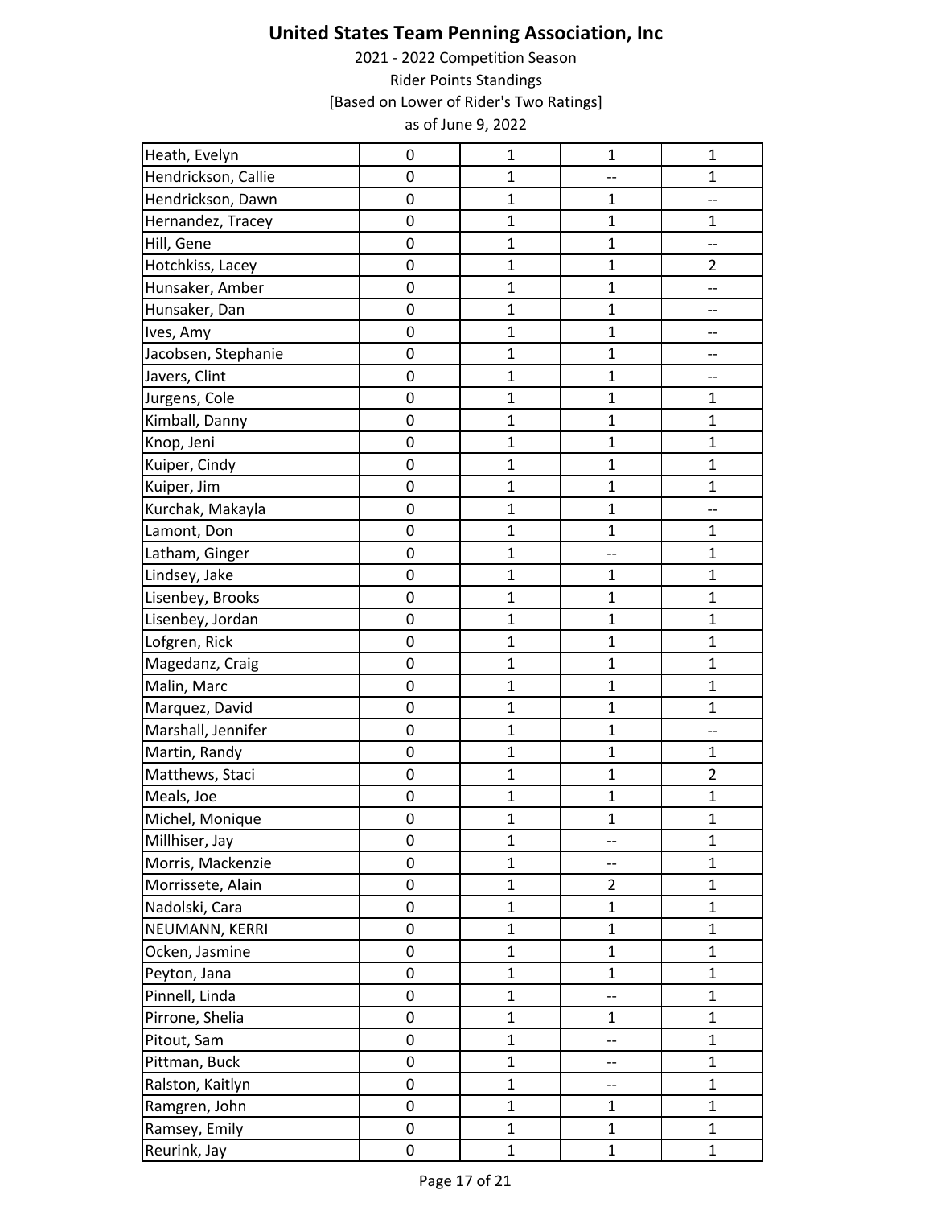# United States Team Penning Association, Inc

2021 - 2022 Competition Season

Rider Points Standings

[Based on Lower of Rider's Two Ratings]

as of June 9, 2022

| | | | | |
|---|---|---|---|---|
| Heath, Evelyn | 0 | 1 | 1 | 1 |
| Hendrickson, Callie | 0 | 1 | -- | 1 |
| Hendrickson, Dawn | 0 | 1 | 1 | -- |
| Hernandez, Tracey | 0 | 1 | 1 | 1 |
| Hill, Gene | 0 | 1 | 1 | -- |
| Hotchkiss, Lacey | 0 | 1 | 1 | 2 |
| Hunsaker, Amber | 0 | 1 | 1 | -- |
| Hunsaker, Dan | 0 | 1 | 1 | -- |
| Ives, Amy | 0 | 1 | 1 | -- |
| Jacobsen, Stephanie | 0 | 1 | 1 | -- |
| Javers, Clint | 0 | 1 | 1 | -- |
| Jurgens, Cole | 0 | 1 | 1 | 1 |
| Kimball, Danny | 0 | 1 | 1 | 1 |
| Knop, Jeni | 0 | 1 | 1 | 1 |
| Kuiper, Cindy | 0 | 1 | 1 | 1 |
| Kuiper, Jim | 0 | 1 | 1 | 1 |
| Kurchak, Makayla | 0 | 1 | 1 | -- |
| Lamont, Don | 0 | 1 | 1 | 1 |
| Latham, Ginger | 0 | 1 | -- | 1 |
| Lindsey, Jake | 0 | 1 | 1 | 1 |
| Lisenbey, Brooks | 0 | 1 | 1 | 1 |
| Lisenbey, Jordan | 0 | 1 | 1 | 1 |
| Lofgren, Rick | 0 | 1 | 1 | 1 |
| Magedanz, Craig | 0 | 1 | 1 | 1 |
| Malin, Marc | 0 | 1 | 1 | 1 |
| Marquez, David | 0 | 1 | 1 | 1 |
| Marshall, Jennifer | 0 | 1 | 1 | -- |
| Martin, Randy | 0 | 1 | 1 | 1 |
| Matthews, Staci | 0 | 1 | 1 | 2 |
| Meals, Joe | 0 | 1 | 1 | 1 |
| Michel, Monique | 0 | 1 | 1 | 1 |
| Millhiser, Jay | 0 | 1 | -- | 1 |
| Morris, Mackenzie | 0 | 1 | -- | 1 |
| Morrissete, Alain | 0 | 1 | 2 | 1 |
| Nadolski, Cara | 0 | 1 | 1 | 1 |
| NEUMANN, KERRI | 0 | 1 | 1 | 1 |
| Ocken, Jasmine | 0 | 1 | 1 | 1 |
| Peyton, Jana | 0 | 1 | 1 | 1 |
| Pinnell, Linda | 0 | 1 | -- | 1 |
| Pirrone, Shelia | 0 | 1 | 1 | 1 |
| Pitout, Sam | 0 | 1 | -- | 1 |
| Pittman, Buck | 0 | 1 | -- | 1 |
| Ralston, Kaitlyn | 0 | 1 | -- | 1 |
| Ramgren, John | 0 | 1 | 1 | 1 |
| Ramsey, Emily | 0 | 1 | 1 | 1 |
| Reurink, Jay | 0 | 1 | 1 | 1 |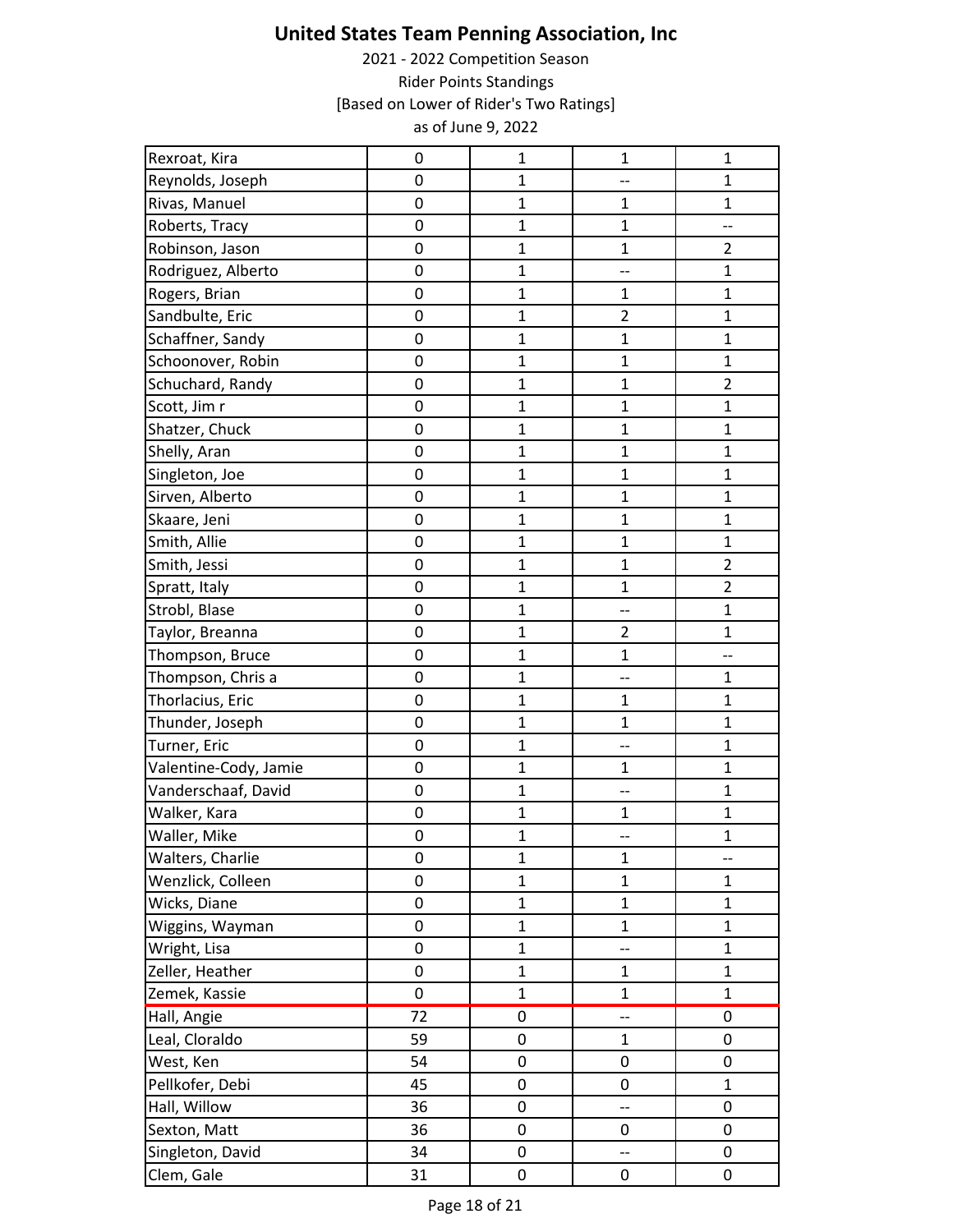# United States Team Penning Association, Inc

2021 - 2022 Competition Season

Rider Points Standings

[Based on Lower of Rider's Two Ratings]

as of June 9, 2022

| | | | | |
|---|---|---|---|---|
| Rexroat, Kira | 0 | 1 | 1 | 1 |
| Reynolds, Joseph | 0 | 1 | -- | 1 |
| Rivas, Manuel | 0 | 1 | 1 | 1 |
| Roberts, Tracy | 0 | 1 | 1 | -- |
| Robinson, Jason | 0 | 1 | 1 | 2 |
| Rodriguez, Alberto | 0 | 1 | -- | 1 |
| Rogers, Brian | 0 | 1 | 1 | 1 |
| Sandbulte, Eric | 0 | 1 | 2 | 1 |
| Schaffner, Sandy | 0 | 1 | 1 | 1 |
| Schoonover, Robin | 0 | 1 | 1 | 1 |
| Schuchard, Randy | 0 | 1 | 1 | 2 |
| Scott, Jim r | 0 | 1 | 1 | 1 |
| Shatzer, Chuck | 0 | 1 | 1 | 1 |
| Shelly, Aran | 0 | 1 | 1 | 1 |
| Singleton, Joe | 0 | 1 | 1 | 1 |
| Sirven, Alberto | 0 | 1 | 1 | 1 |
| Skaare, Jeni | 0 | 1 | 1 | 1 |
| Smith, Allie | 0 | 1 | 1 | 1 |
| Smith, Jessi | 0 | 1 | 1 | 2 |
| Spratt, Italy | 0 | 1 | 1 | 2 |
| Strobl, Blase | 0 | 1 | -- | 1 |
| Taylor, Breanna | 0 | 1 | 2 | 1 |
| Thompson, Bruce | 0 | 1 | 1 | -- |
| Thompson, Chris a | 0 | 1 | -- | 1 |
| Thorlacius, Eric | 0 | 1 | 1 | 1 |
| Thunder, Joseph | 0 | 1 | 1 | 1 |
| Turner, Eric | 0 | 1 | -- | 1 |
| Valentine-Cody, Jamie | 0 | 1 | 1 | 1 |
| Vanderschaaf, David | 0 | 1 | -- | 1 |
| Walker, Kara | 0 | 1 | 1 | 1 |
| Waller, Mike | 0 | 1 | -- | 1 |
| Walters, Charlie | 0 | 1 | 1 | -- |
| Wenzlick, Colleen | 0 | 1 | 1 | 1 |
| Wicks, Diane | 0 | 1 | 1 | 1 |
| Wiggins, Wayman | 0 | 1 | 1 | 1 |
| Wright, Lisa | 0 | 1 | -- | 1 |
| Zeller, Heather | 0 | 1 | 1 | 1 |
| Zemek, Kassie | 0 | 1 | 1 | 1 |
| Hall, Angie | 72 | 0 | -- | 0 |
| Leal, Cloraldo | 59 | 0 | 1 | 0 |
| West, Ken | 54 | 0 | 0 | 0 |
| Pellkofer, Debi | 45 | 0 | 0 | 1 |
| Hall, Willow | 36 | 0 | -- | 0 |
| Sexton, Matt | 36 | 0 | 0 | 0 |
| Singleton, David | 34 | 0 | -- | 0 |
| Clem, Gale | 31 | 0 | 0 | 0 |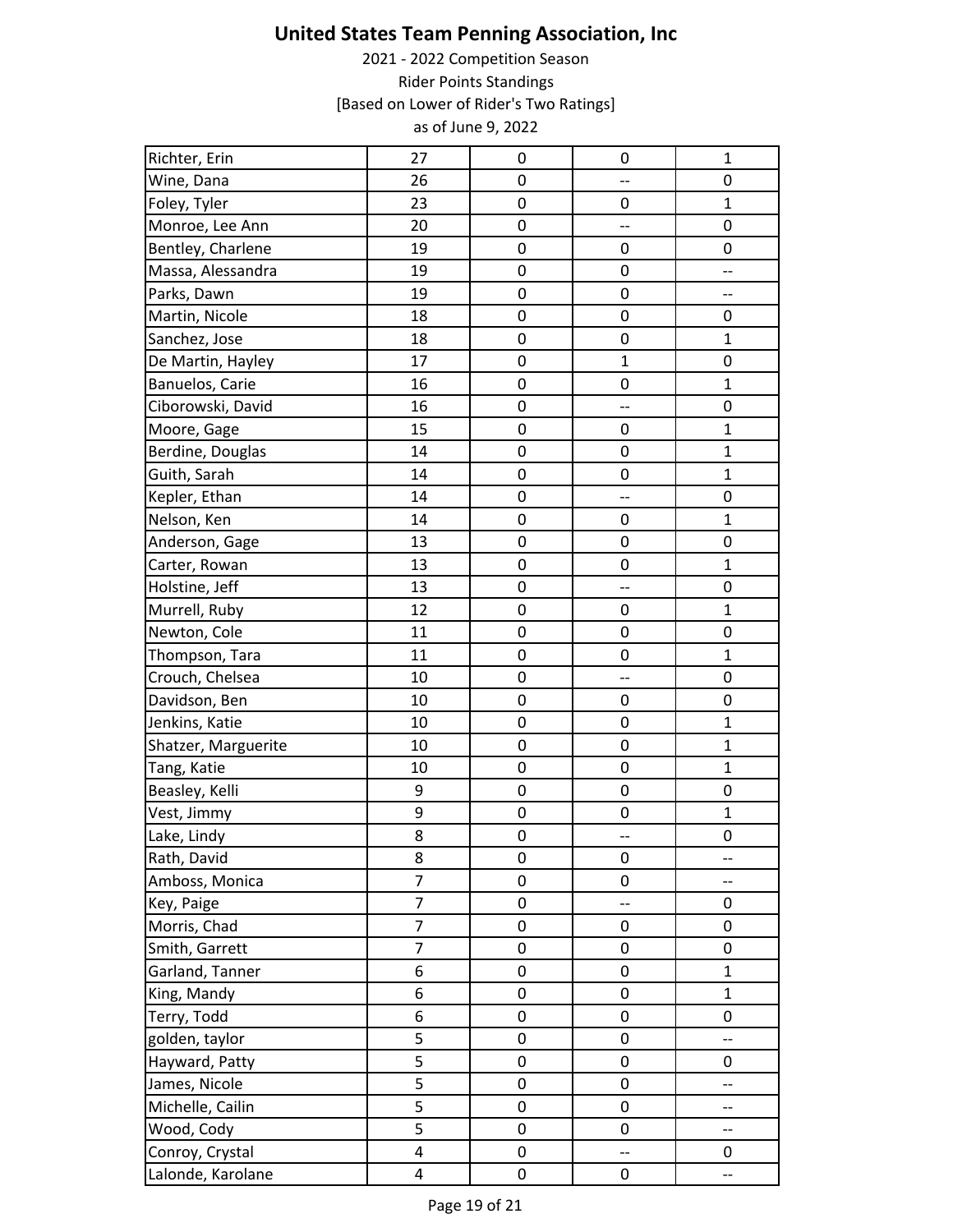# United States Team Penning Association, Inc

2021 - 2022 Competition Season

Rider Points Standings

[Based on Lower of Rider's Two Ratings]

as of June 9, 2022

| | | | | |
|---|---|---|---|---|
| Richter, Erin | 27 | 0 | 0 | 1 |
| Wine, Dana | 26 | 0 | -- | 0 |
| Foley, Tyler | 23 | 0 | 0 | 1 |
| Monroe, Lee Ann | 20 | 0 | -- | 0 |
| Bentley, Charlene | 19 | 0 | 0 | 0 |
| Massa, Alessandra | 19 | 0 | 0 | -- |
| Parks, Dawn | 19 | 0 | 0 | -- |
| Martin, Nicole | 18 | 0 | 0 | 0 |
| Sanchez, Jose | 18 | 0 | 0 | 1 |
| De Martin, Hayley | 17 | 0 | 1 | 0 |
| Banuelos, Carie | 16 | 0 | 0 | 1 |
| Ciborowski, David | 16 | 0 | -- | 0 |
| Moore, Gage | 15 | 0 | 0 | 1 |
| Berdine, Douglas | 14 | 0 | 0 | 1 |
| Guith, Sarah | 14 | 0 | 0 | 1 |
| Kepler, Ethan | 14 | 0 | -- | 0 |
| Nelson, Ken | 14 | 0 | 0 | 1 |
| Anderson, Gage | 13 | 0 | 0 | 0 |
| Carter, Rowan | 13 | 0 | 0 | 1 |
| Holstine, Jeff | 13 | 0 | -- | 0 |
| Murrell, Ruby | 12 | 0 | 0 | 1 |
| Newton, Cole | 11 | 0 | 0 | 0 |
| Thompson, Tara | 11 | 0 | 0 | 1 |
| Crouch, Chelsea | 10 | 0 | -- | 0 |
| Davidson, Ben | 10 | 0 | 0 | 0 |
| Jenkins, Katie | 10 | 0 | 0 | 1 |
| Shatzer, Marguerite | 10 | 0 | 0 | 1 |
| Tang, Katie | 10 | 0 | 0 | 1 |
| Beasley, Kelli | 9 | 0 | 0 | 0 |
| Vest, Jimmy | 9 | 0 | 0 | 1 |
| Lake, Lindy | 8 | 0 | -- | 0 |
| Rath, David | 8 | 0 | 0 | -- |
| Amboss, Monica | 7 | 0 | 0 | -- |
| Key, Paige | 7 | 0 | -- | 0 |
| Morris, Chad | 7 | 0 | 0 | 0 |
| Smith, Garrett | 7 | 0 | 0 | 0 |
| Garland, Tanner | 6 | 0 | 0 | 1 |
| King, Mandy | 6 | 0 | 0 | 1 |
| Terry, Todd | 6 | 0 | 0 | 0 |
| golden, taylor | 5 | 0 | 0 | -- |
| Hayward, Patty | 5 | 0 | 0 | 0 |
| James, Nicole | 5 | 0 | 0 | -- |
| Michelle, Cailin | 5 | 0 | 0 | -- |
| Wood, Cody | 5 | 0 | 0 | -- |
| Conroy, Crystal | 4 | 0 | -- | 0 |
| Lalonde, Karolane | 4 | 0 | 0 | -- |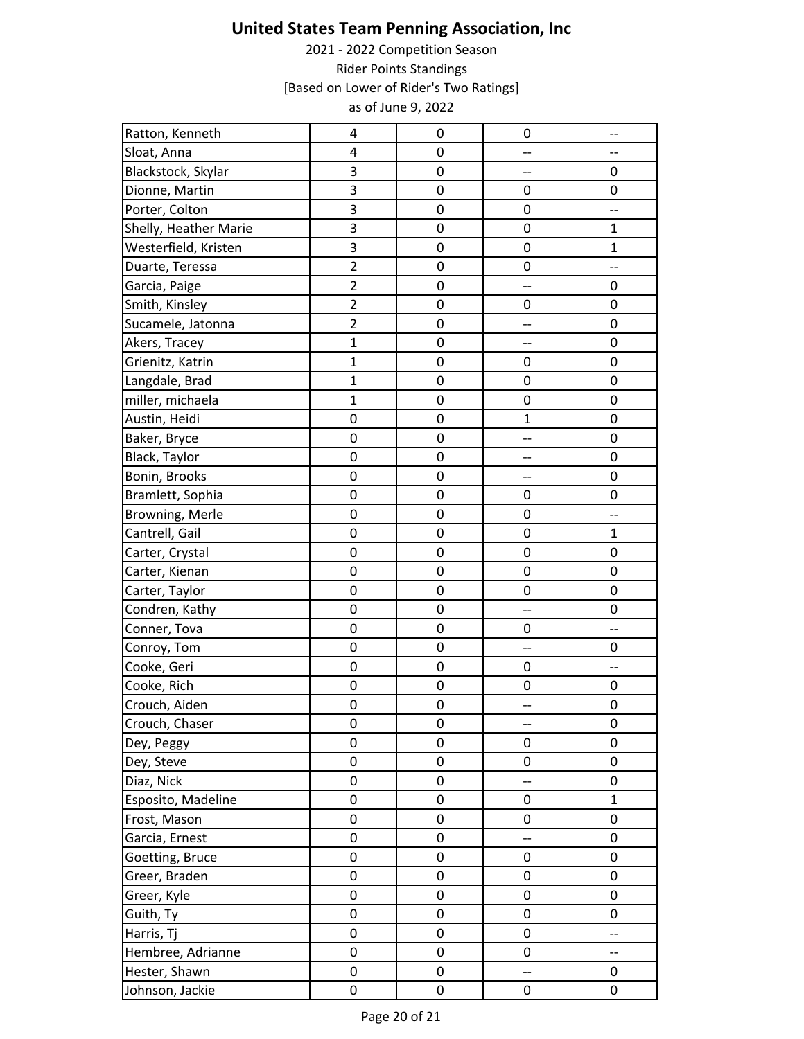# United States Team Penning Association, Inc

2021 - 2022 Competition Season

Rider Points Standings

[Based on Lower of Rider's Two Ratings]

as of June 9, 2022

| | | | | |
|---|---|---|---|---|
| Ratton, Kenneth | 4 | 0 | 0 | -- |
| Sloat, Anna | 4 | 0 | -- | -- |
| Blackstock, Skylar | 3 | 0 | -- | 0 |
| Dionne, Martin | 3 | 0 | 0 | 0 |
| Porter, Colton | 3 | 0 | 0 | -- |
| Shelly, Heather Marie | 3 | 0 | 0 | 1 |
| Westerfield, Kristen | 3 | 0 | 0 | 1 |
| Duarte, Teressa | 2 | 0 | 0 | -- |
| Garcia, Paige | 2 | 0 | -- | 0 |
| Smith, Kinsley | 2 | 0 | 0 | 0 |
| Sucamele, Jatonna | 2 | 0 | -- | 0 |
| Akers, Tracey | 1 | 0 | -- | 0 |
| Grienitz, Katrin | 1 | 0 | 0 | 0 |
| Langdale, Brad | 1 | 0 | 0 | 0 |
| miller, michaela | 1 | 0 | 0 | 0 |
| Austin, Heidi | 0 | 0 | 1 | 0 |
| Baker, Bryce | 0 | 0 | -- | 0 |
| Black, Taylor | 0 | 0 | -- | 0 |
| Bonin, Brooks | 0 | 0 | -- | 0 |
| Bramlett, Sophia | 0 | 0 | 0 | 0 |
| Browning, Merle | 0 | 0 | 0 | -- |
| Cantrell, Gail | 0 | 0 | 0 | 1 |
| Carter, Crystal | 0 | 0 | 0 | 0 |
| Carter, Kienan | 0 | 0 | 0 | 0 |
| Carter, Taylor | 0 | 0 | 0 | 0 |
| Condren, Kathy | 0 | 0 | -- | 0 |
| Conner, Tova | 0 | 0 | 0 | -- |
| Conroy, Tom | 0 | 0 | -- | 0 |
| Cooke, Geri | 0 | 0 | 0 | -- |
| Cooke, Rich | 0 | 0 | 0 | 0 |
| Crouch, Aiden | 0 | 0 | -- | 0 |
| Crouch, Chaser | 0 | 0 | -- | 0 |
| Dey, Peggy | 0 | 0 | 0 | 0 |
| Dey, Steve | 0 | 0 | 0 | 0 |
| Diaz, Nick | 0 | 0 | -- | 0 |
| Esposito, Madeline | 0 | 0 | 0 | 1 |
| Frost, Mason | 0 | 0 | 0 | 0 |
| Garcia, Ernest | 0 | 0 | -- | 0 |
| Goetting, Bruce | 0 | 0 | 0 | 0 |
| Greer, Braden | 0 | 0 | 0 | 0 |
| Greer, Kyle | 0 | 0 | 0 | 0 |
| Guith, Ty | 0 | 0 | 0 | 0 |
| Harris, Tj | 0 | 0 | 0 | -- |
| Hembree, Adrianne | 0 | 0 | 0 | -- |
| Hester, Shawn | 0 | 0 | -- | 0 |
| Johnson, Jackie | 0 | 0 | 0 | 0 |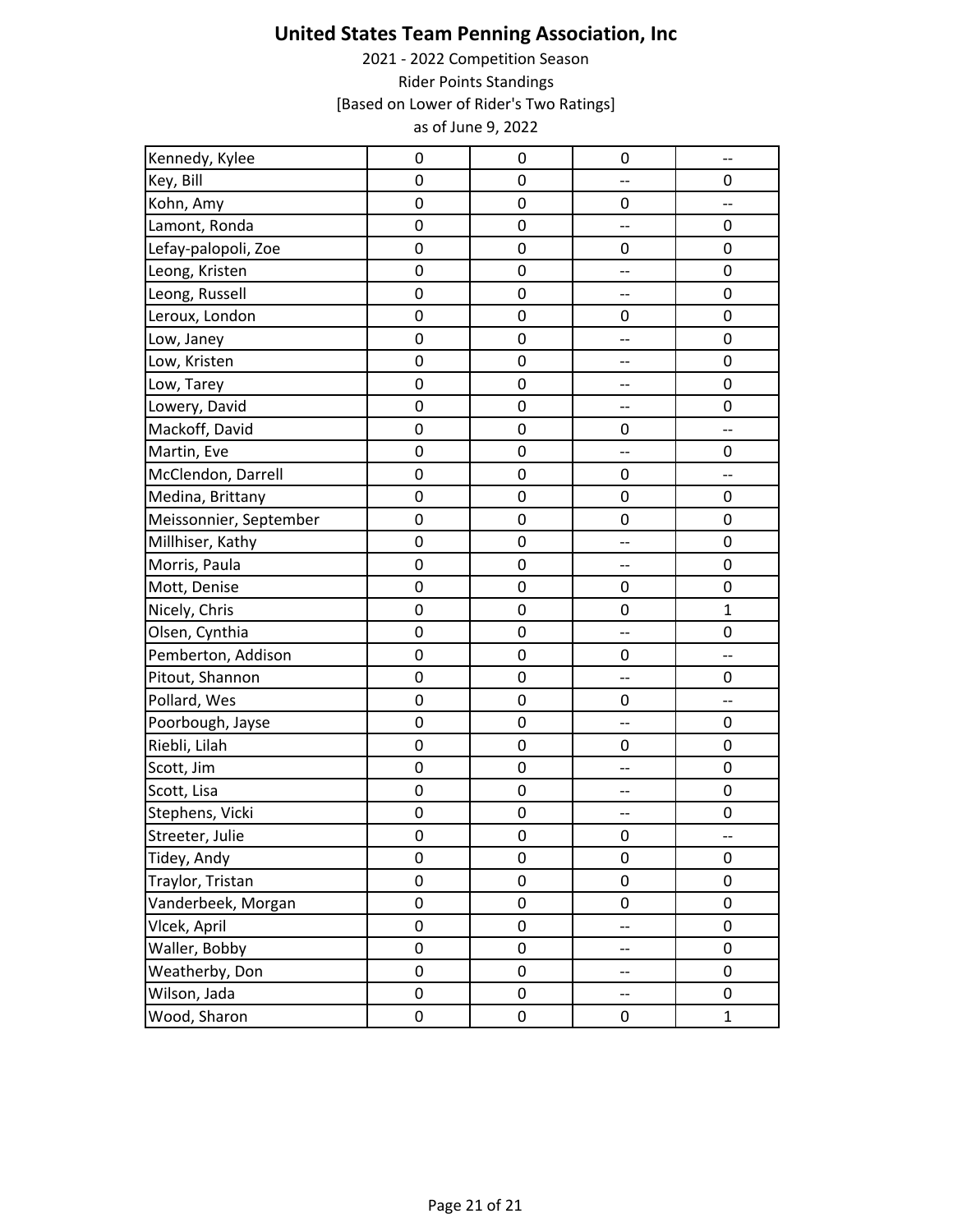# United States Team Penning Association, Inc

2021 - 2022 Competition Season

Rider Points Standings

[Based on Lower of Rider's Two Ratings]

as of June 9, 2022

| | | | | |
|---|---|---|---|---|
| Kennedy, Kylee | 0 | 0 | 0 | -- |
| Key, Bill | 0 | 0 | -- | 0 |
| Kohn, Amy | 0 | 0 | 0 | -- |
| Lamont, Ronda | 0 | 0 | -- | 0 |
| Lefay-palopoli, Zoe | 0 | 0 | 0 | 0 |
| Leong, Kristen | 0 | 0 | -- | 0 |
| Leong, Russell | 0 | 0 | -- | 0 |
| Leroux, London | 0 | 0 | 0 | 0 |
| Low, Janey | 0 | 0 | -- | 0 |
| Low, Kristen | 0 | 0 | -- | 0 |
| Low, Tarey | 0 | 0 | -- | 0 |
| Lowery, David | 0 | 0 | -- | 0 |
| Mackoff, David | 0 | 0 | 0 | -- |
| Martin, Eve | 0 | 0 | -- | 0 |
| McClendon, Darrell | 0 | 0 | 0 | -- |
| Medina, Brittany | 0 | 0 | 0 | 0 |
| Meissonnier, September | 0 | 0 | 0 | 0 |
| Millhiser, Kathy | 0 | 0 | -- | 0 |
| Morris, Paula | 0 | 0 | -- | 0 |
| Mott, Denise | 0 | 0 | 0 | 0 |
| Nicely, Chris | 0 | 0 | 0 | 1 |
| Olsen, Cynthia | 0 | 0 | -- | 0 |
| Pemberton, Addison | 0 | 0 | 0 | -- |
| Pitout, Shannon | 0 | 0 | -- | 0 |
| Pollard, Wes | 0 | 0 | 0 | -- |
| Poorbough, Jayse | 0 | 0 | -- | 0 |
| Riebli, Lilah | 0 | 0 | 0 | 0 |
| Scott, Jim | 0 | 0 | -- | 0 |
| Scott, Lisa | 0 | 0 | -- | 0 |
| Stephens, Vicki | 0 | 0 | -- | 0 |
| Streeter, Julie | 0 | 0 | 0 | -- |
| Tidey, Andy | 0 | 0 | 0 | 0 |
| Traylor, Tristan | 0 | 0 | 0 | 0 |
| Vanderbeek, Morgan | 0 | 0 | 0 | 0 |
| Vlcek, April | 0 | 0 | -- | 0 |
| Waller, Bobby | 0 | 0 | -- | 0 |
| Weatherby, Don | 0 | 0 | -- | 0 |
| Wilson, Jada | 0 | 0 | -- | 0 |
| Wood, Sharon | 0 | 0 | 0 | 1 |